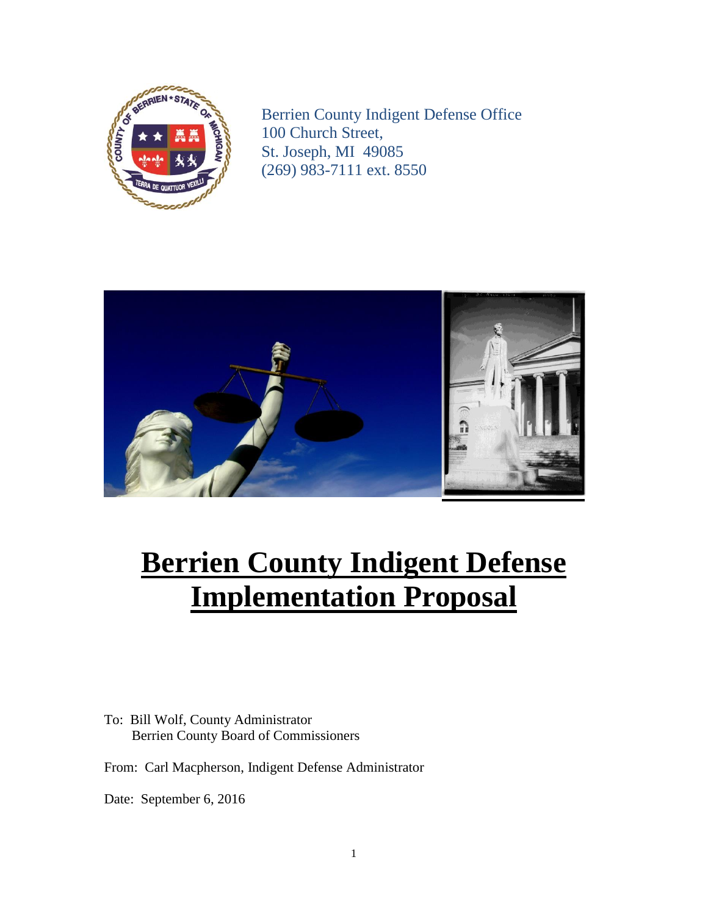Berrien County Indigent Defense Office
100 Church Street,
St. Joseph, MI 49085
(269) 983-7111 ext. 8550

# Berrien County Indigent Defense Implementation Proposal

To: Bill Wolf, County Administrator
Berrien County Board of Commissioners

From: Carl Macpherson, Indigent Defense Administrator

Date: September 6, 2016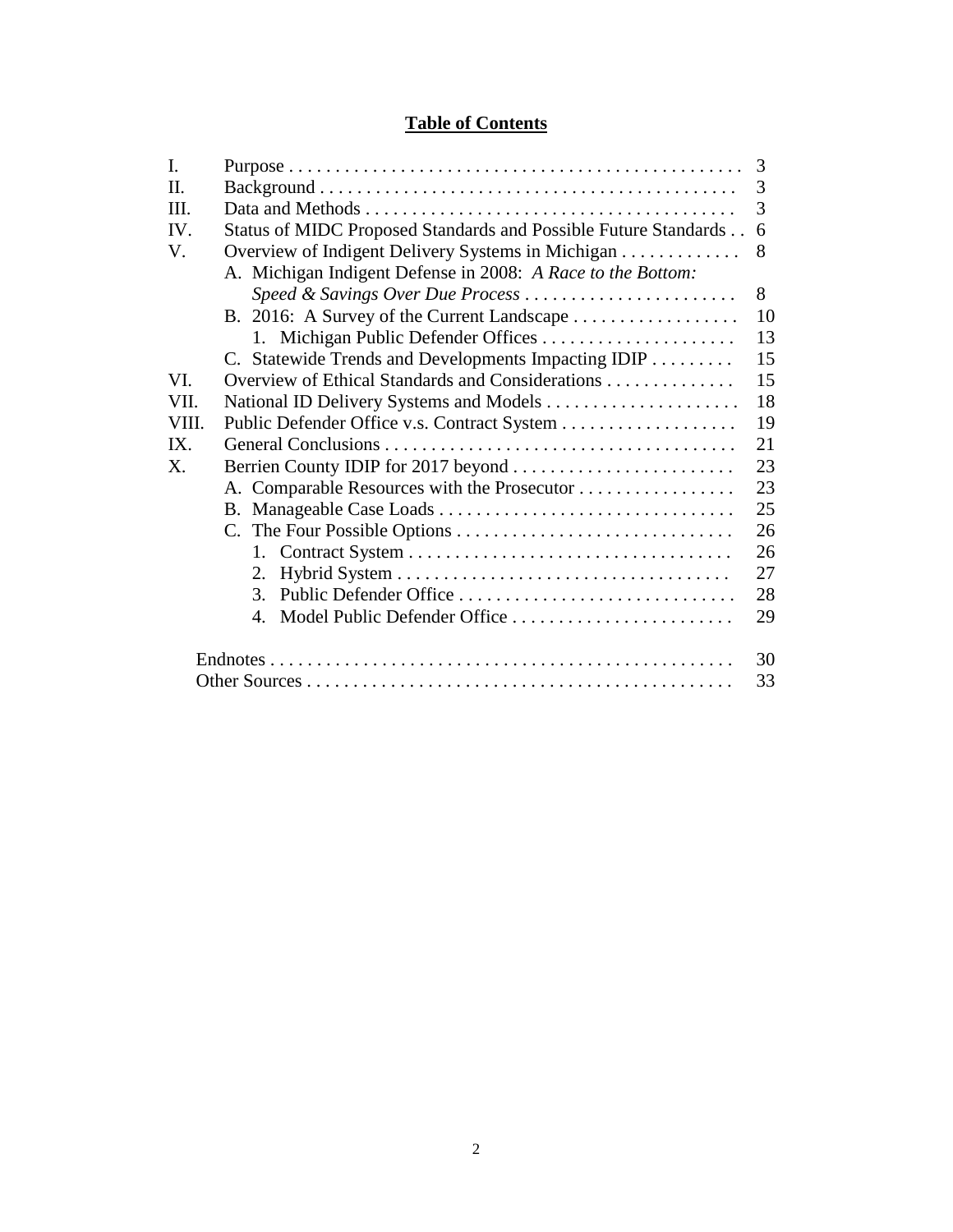## **Table of Contents**

| | | |
|---|---|---|
| I. | Purpose | 3 |
| II. | Background | 3 |
| III. | Data and Methods | 3 |
| IV. | Status of MIDC Proposed Standards and Possible Future Standards | 6 |
| V. | Overview of Indigent Delivery Systems in Michigan | 8 |
| | A. Michigan Indigent Defense in 2008: *A Race to the Bottom: Speed & Savings Over Due Process* | 8 |
| | B. 2016: A Survey of the Current Landscape | 10 |
| | 1. Michigan Public Defender Offices | 13 |
| | C. Statewide Trends and Developments Impacting IDIP | 15 |
| VI. | Overview of Ethical Standards and Considerations | 15 |
| VII. | National ID Delivery Systems and Models | 18 |
| VIII. | Public Defender Office v.s. Contract System | 19 |
| IX. | General Conclusions | 21 |
| X. | Berrien County IDIP for 2017 beyond | 23 |
| | A. Comparable Resources with the Prosecutor | 23 |
| | B. Manageable Case Loads | 25 |
| | C. The Four Possible Options | 26 |
| | 1. Contract System | 26 |
| | 2. Hybrid System | 27 |
| | 3. Public Defender Office | 28 |
| | 4. Model Public Defender Office | 29 |
| | Endnotes | 30 |
| | Other Sources | 33 |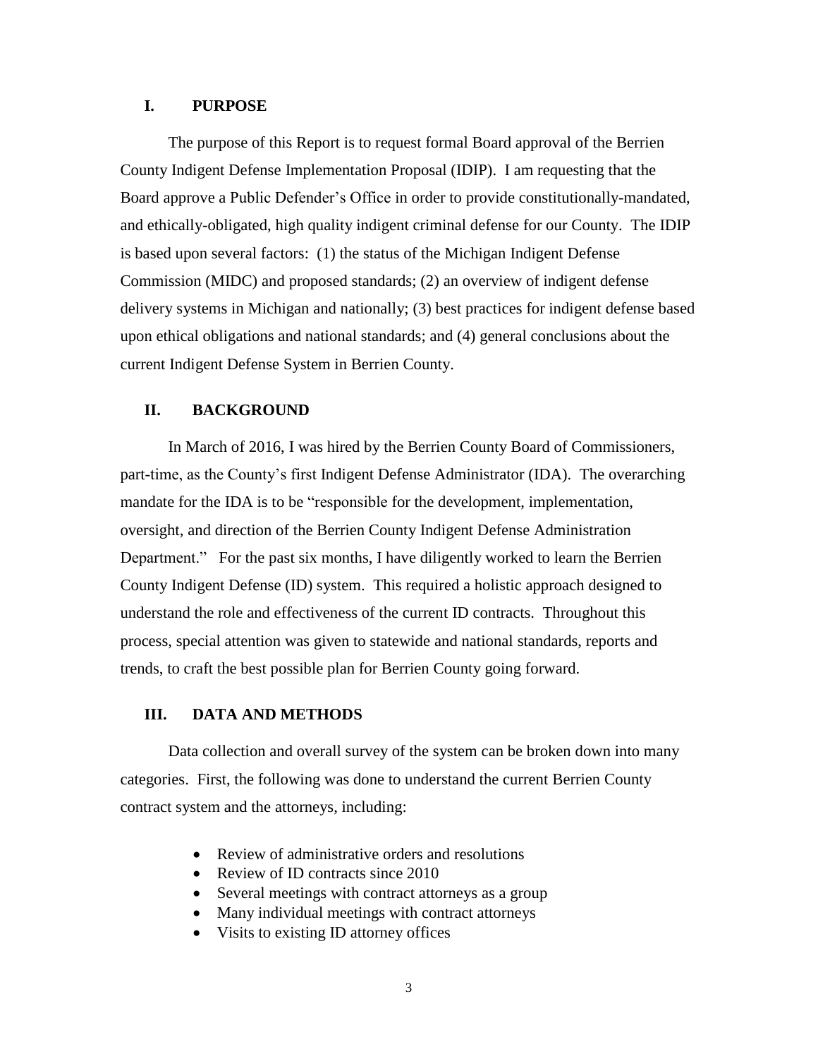## I. PURPOSE

The purpose of this Report is to request formal Board approval of the Berrien County Indigent Defense Implementation Proposal (IDIP). I am requesting that the Board approve a Public Defender's Office in order to provide constitutionally-mandated, and ethically-obligated, high quality indigent criminal defense for our County. The IDIP is based upon several factors: (1) the status of the Michigan Indigent Defense Commission (MIDC) and proposed standards; (2) an overview of indigent defense delivery systems in Michigan and nationally; (3) best practices for indigent defense based upon ethical obligations and national standards; and (4) general conclusions about the current Indigent Defense System in Berrien County.

## II. BACKGROUND

In March of 2016, I was hired by the Berrien County Board of Commissioners, part-time, as the County's first Indigent Defense Administrator (IDA). The overarching mandate for the IDA is to be "responsible for the development, implementation, oversight, and direction of the Berrien County Indigent Defense Administration Department." For the past six months, I have diligently worked to learn the Berrien County Indigent Defense (ID) system. This required a holistic approach designed to understand the role and effectiveness of the current ID contracts. Throughout this process, special attention was given to statewide and national standards, reports and trends, to craft the best possible plan for Berrien County going forward.

## III. DATA AND METHODS

Data collection and overall survey of the system can be broken down into many categories. First, the following was done to understand the current Berrien County contract system and the attorneys, including:

- Review of administrative orders and resolutions
- Review of ID contracts since 2010
- Several meetings with contract attorneys as a group
- Many individual meetings with contract attorneys
- Visits to existing ID attorney offices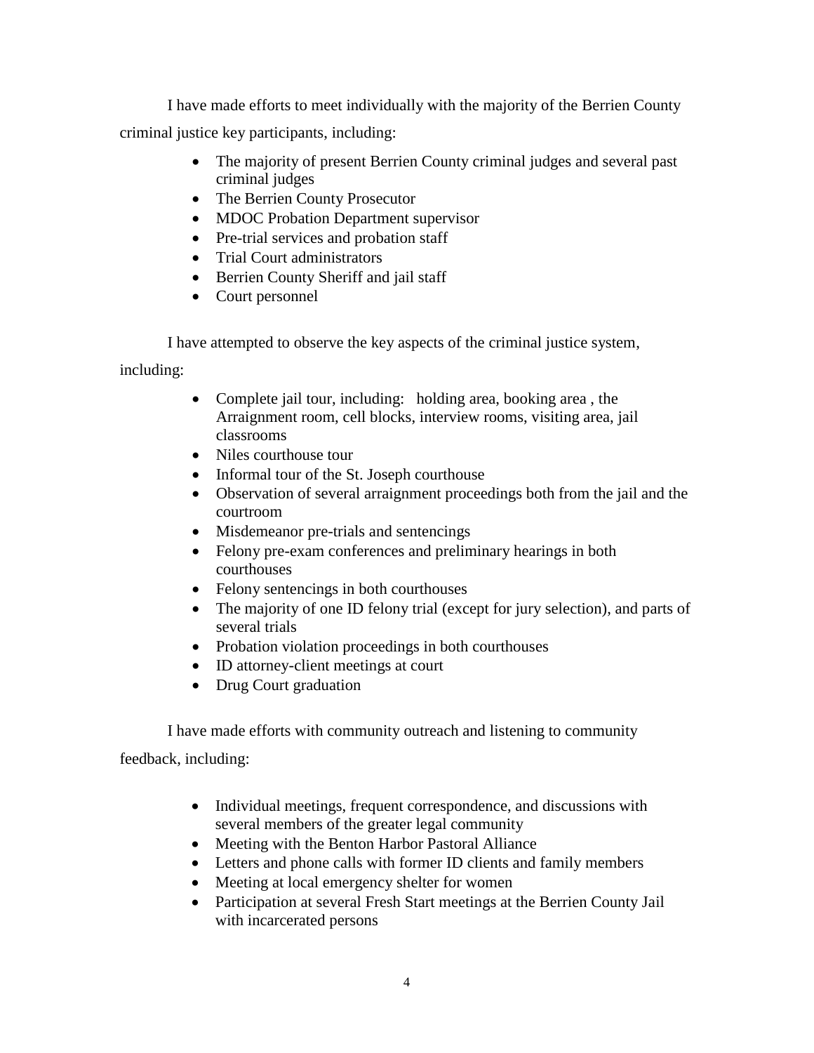I have made efforts to meet individually with the majority of the Berrien County criminal justice key participants, including:

- The majority of present Berrien County criminal judges and several past criminal judges
- The Berrien County Prosecutor
- MDOC Probation Department supervisor
- Pre-trial services and probation staff
- Trial Court administrators
- Berrien County Sheriff and jail staff
- Court personnel

I have attempted to observe the key aspects of the criminal justice system, including:

- Complete jail tour, including: holding area, booking area , the Arraignment room, cell blocks, interview rooms, visiting area, jail classrooms
- Niles courthouse tour
- Informal tour of the St. Joseph courthouse
- Observation of several arraignment proceedings both from the jail and the courtroom
- Misdemeanor pre-trials and sentencings
- Felony pre-exam conferences and preliminary hearings in both courthouses
- Felony sentencings in both courthouses
- The majority of one ID felony trial (except for jury selection), and parts of several trials
- Probation violation proceedings in both courthouses
- ID attorney-client meetings at court
- Drug Court graduation

I have made efforts with community outreach and listening to community feedback, including:

- Individual meetings, frequent correspondence, and discussions with several members of the greater legal community
- Meeting with the Benton Harbor Pastoral Alliance
- Letters and phone calls with former ID clients and family members
- Meeting at local emergency shelter for women
- Participation at several Fresh Start meetings at the Berrien County Jail with incarcerated persons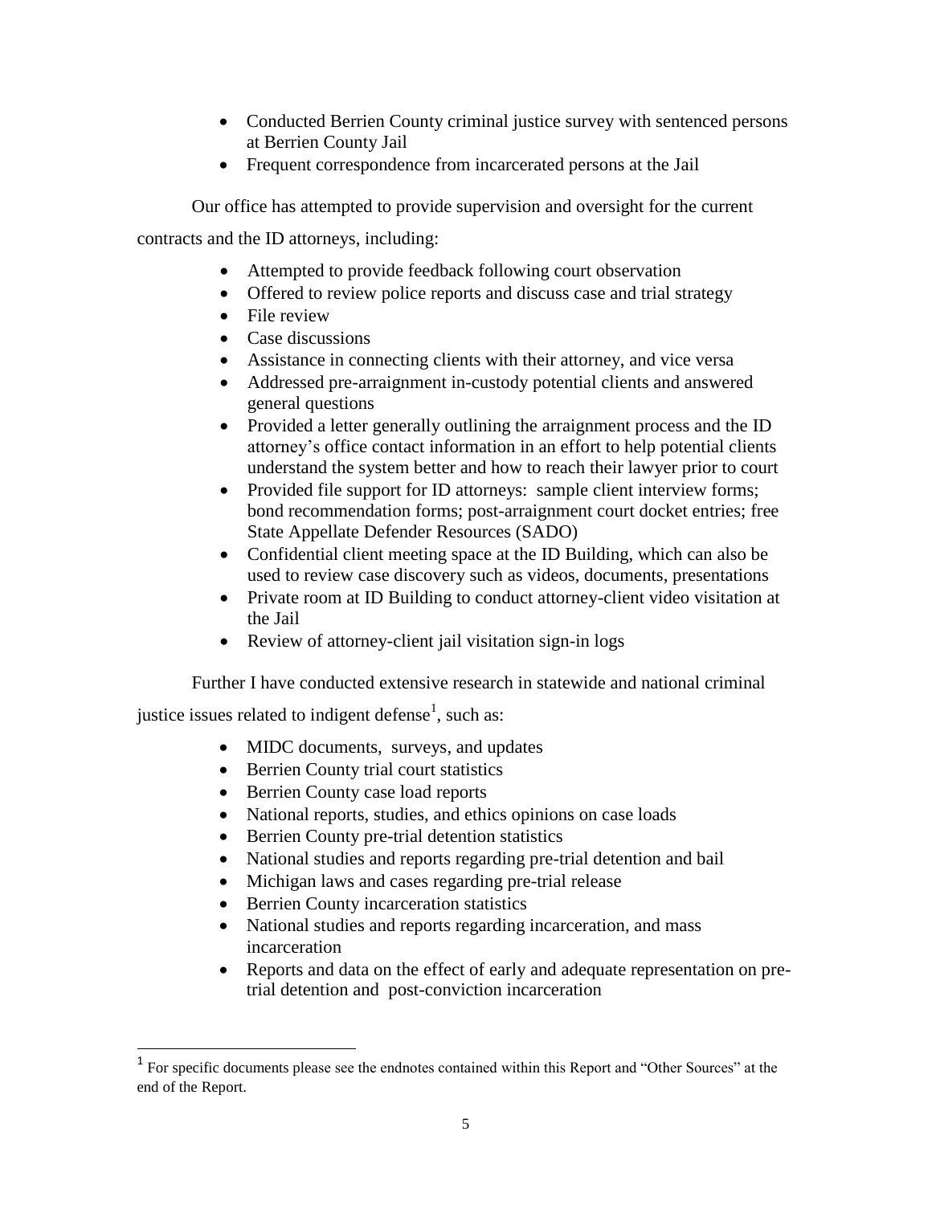- Conducted Berrien County criminal justice survey with sentenced persons at Berrien County Jail
- Frequent correspondence from incarcerated persons at the Jail

Our office has attempted to provide supervision and oversight for the current contracts and the ID attorneys, including:

- Attempted to provide feedback following court observation
- Offered to review police reports and discuss case and trial strategy
- File review
- Case discussions
- Assistance in connecting clients with their attorney, and vice versa
- Addressed pre-arraignment in-custody potential clients and answered general questions
- Provided a letter generally outlining the arraignment process and the ID attorney's office contact information in an effort to help potential clients understand the system better and how to reach their lawyer prior to court
- Provided file support for ID attorneys: sample client interview forms; bond recommendation forms; post-arraignment court docket entries; free State Appellate Defender Resources (SADO)
- Confidential client meeting space at the ID Building, which can also be used to review case discovery such as videos, documents, presentations
- Private room at ID Building to conduct attorney-client video visitation at the Jail
- Review of attorney-client jail visitation sign-in logs

Further I have conducted extensive research in statewide and national criminal justice issues related to indigent defense[1], such as:

- MIDC documents, surveys, and updates
- Berrien County trial court statistics
- Berrien County case load reports
- National reports, studies, and ethics opinions on case loads
- Berrien County pre-trial detention statistics
- National studies and reports regarding pre-trial detention and bail
- Michigan laws and cases regarding pre-trial release
- Berrien County incarceration statistics
- National studies and reports regarding incarceration, and mass incarceration
- Reports and data on the effect of early and adequate representation on pre-trial detention and post-conviction incarceration

[1] For specific documents please see the endnotes contained within this Report and "Other Sources" at the end of the Report.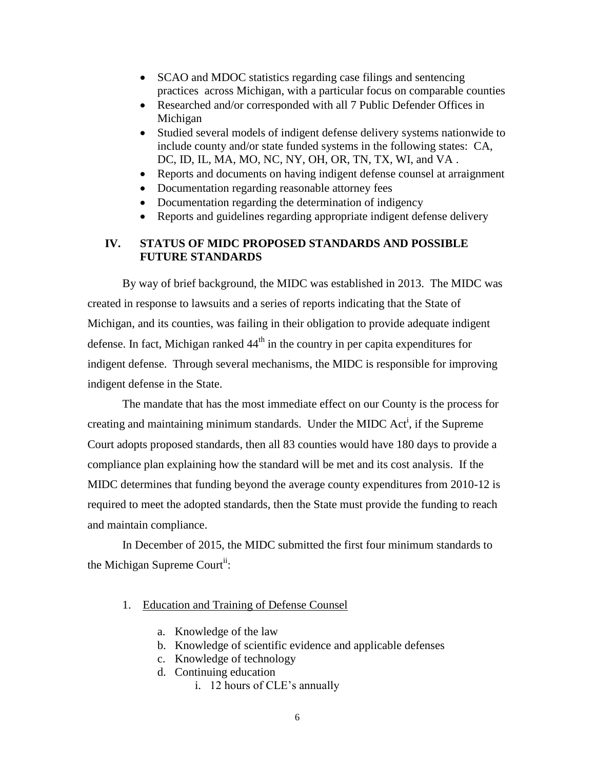- SCAO and MDOC statistics regarding case filings and sentencing practices across Michigan, with a particular focus on comparable counties
- Researched and/or corresponded with all 7 Public Defender Offices in Michigan
- Studied several models of indigent defense delivery systems nationwide to include county and/or state funded systems in the following states: CA, DC, ID, IL, MA, MO, NC, NY, OH, OR, TN, TX, WI, and VA .
- Reports and documents on having indigent defense counsel at arraignment
- Documentation regarding reasonable attorney fees
- Documentation regarding the determination of indigency
- Reports and guidelines regarding appropriate indigent defense delivery

## IV. STATUS OF MIDC PROPOSED STANDARDS AND POSSIBLE FUTURE STANDARDS

By way of brief background, the MIDC was established in 2013. The MIDC was created in response to lawsuits and a series of reports indicating that the State of Michigan, and its counties, was failing in their obligation to provide adequate indigent defense. In fact, Michigan ranked 44th in the country in per capita expenditures for indigent defense. Through several mechanisms, the MIDC is responsible for improving indigent defense in the State.

The mandate that has the most immediate effect on our County is the process for creating and maintaining minimum standards. Under the MIDC Act[i], if the Supreme Court adopts proposed standards, then all 83 counties would have 180 days to provide a compliance plan explaining how the standard will be met and its cost analysis. If the MIDC determines that funding beyond the average county expenditures from 2010-12 is required to meet the adopted standards, then the State must provide the funding to reach and maintain compliance.

In December of 2015, the MIDC submitted the first four minimum standards to the Michigan Supreme Court[ii]:

1. Education and Training of Defense Counsel
    a. Knowledge of the law
    b. Knowledge of scientific evidence and applicable defenses
    c. Knowledge of technology
    d. Continuing education
        i. 12 hours of CLE's annually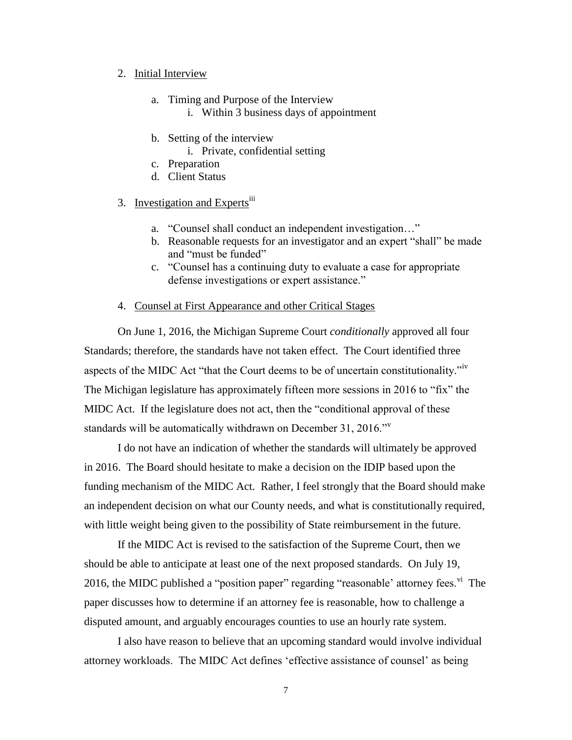2. <u>Initial Interview</u>

    a. Timing and Purpose of the Interview
        i. Within 3 business days of appointment

    b. Setting of the interview
        i. Private, confidential setting
    c. Preparation
    d. Client Status

3. <u>Investigation and Experts</u>[iii]

    a. "Counsel shall conduct an independent investigation…"
    b. Reasonable requests for an investigator and an expert "shall" be made and "must be funded"
    c. "Counsel has a continuing duty to evaluate a case for appropriate defense investigations or expert assistance."

4. <u>Counsel at First Appearance and other Critical Stages</u>

On June 1, 2016, the Michigan Supreme Court *conditionally* approved all four Standards; therefore, the standards have not taken effect. The Court identified three aspects of the MIDC Act "that the Court deems to be of uncertain constitutionality."[iv] The Michigan legislature has approximately fifteen more sessions in 2016 to "fix" the MIDC Act. If the legislature does not act, then the "conditional approval of these standards will be automatically withdrawn on December 31, 2016."[v]

I do not have an indication of whether the standards will ultimately be approved in 2016. The Board should hesitate to make a decision on the IDIP based upon the funding mechanism of the MIDC Act. Rather, I feel strongly that the Board should make an independent decision on what our County needs, and what is constitutionally required, with little weight being given to the possibility of State reimbursement in the future.

If the MIDC Act is revised to the satisfaction of the Supreme Court, then we should be able to anticipate at least one of the next proposed standards. On July 19, 2016, the MIDC published a "position paper" regarding "reasonable' attorney fees.[vi] The paper discusses how to determine if an attorney fee is reasonable, how to challenge a disputed amount, and arguably encourages counties to use an hourly rate system.

I also have reason to believe that an upcoming standard would involve individual attorney workloads. The MIDC Act defines 'effective assistance of counsel' as being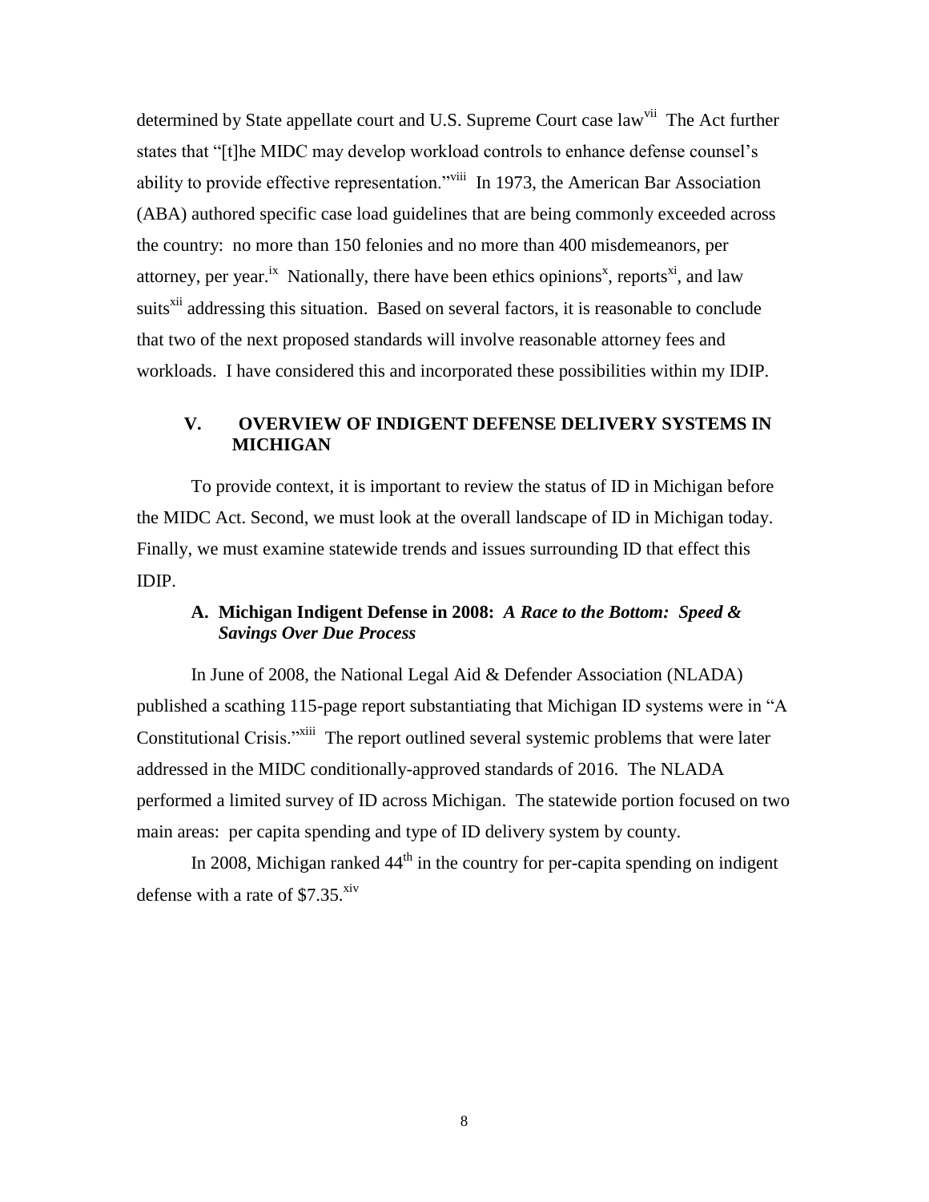determined by State appellate court and U.S. Supreme Court case law[vii] The Act further states that "[t]he MIDC may develop workload controls to enhance defense counsel's ability to provide effective representation."[viii] In 1973, the American Bar Association (ABA) authored specific case load guidelines that are being commonly exceeded across the country: no more than 150 felonies and no more than 400 misdemeanors, per attorney, per year.[ix] Nationally, there have been ethics opinions[x], reports[xi], and law suits[xii] addressing this situation. Based on several factors, it is reasonable to conclude that two of the next proposed standards will involve reasonable attorney fees and workloads. I have considered this and incorporated these possibilities within my IDIP.

## V. OVERVIEW OF INDIGENT DEFENSE DELIVERY SYSTEMS IN MICHIGAN

To provide context, it is important to review the status of ID in Michigan before the MIDC Act. Second, we must look at the overall landscape of ID in Michigan today. Finally, we must examine statewide trends and issues surrounding ID that effect this IDIP.

### A. Michigan Indigent Defense in 2008: *A Race to the Bottom: Speed & Savings Over Due Process*

In June of 2008, the National Legal Aid & Defender Association (NLADA) published a scathing 115-page report substantiating that Michigan ID systems were in "A Constitutional Crisis."[xiii] The report outlined several systemic problems that were later addressed in the MIDC conditionally-approved standards of 2016. The NLADA performed a limited survey of ID across Michigan. The statewide portion focused on two main areas: per capita spending and type of ID delivery system by county.

In 2008, Michigan ranked 44th in the country for per-capita spending on indigent defense with a rate of $7.35.[xiv]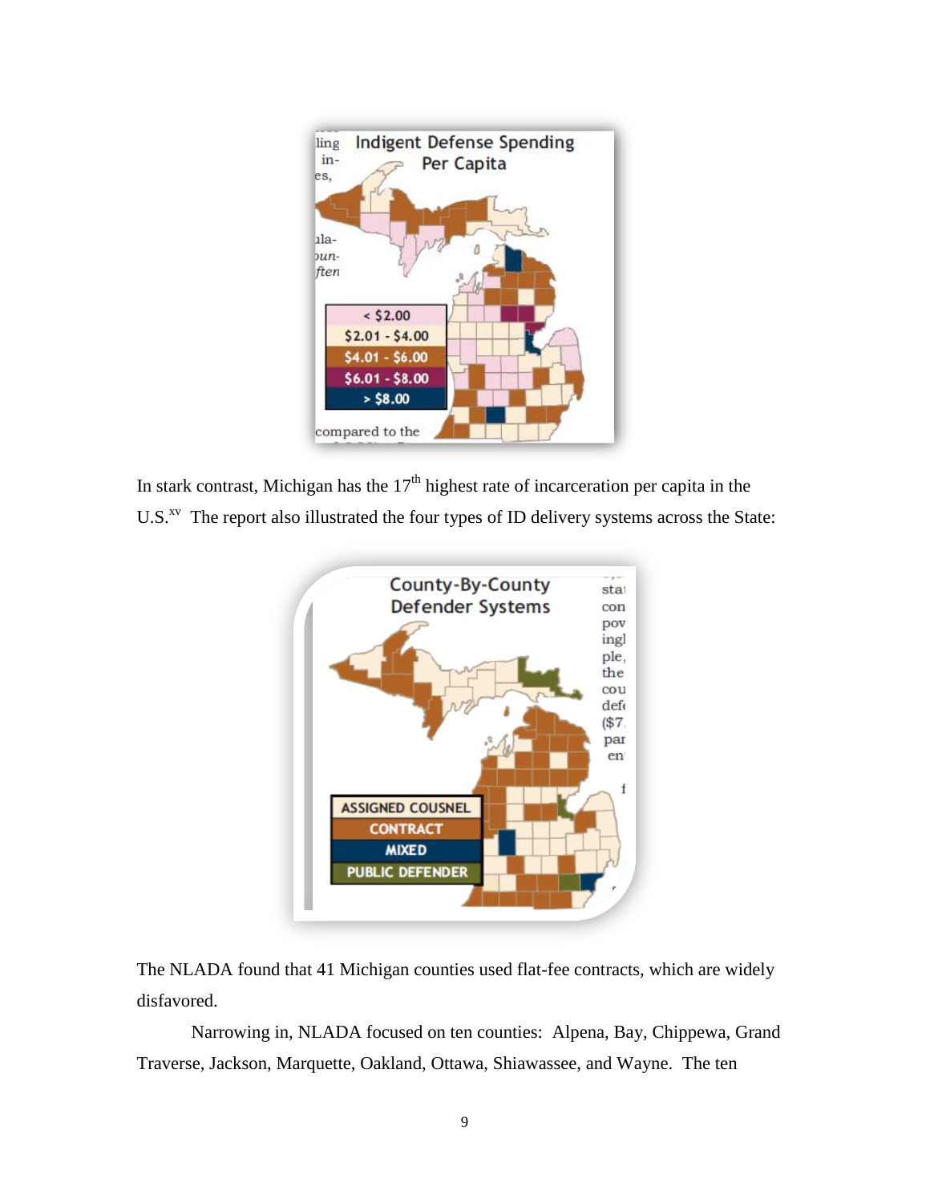In stark contrast, Michigan has the 17th highest rate of incarceration per capita in the U.S.[xv] The report also illustrated the four types of ID delivery systems across the State:

The NLADA found that 41 Michigan counties used flat-fee contracts, which are widely disfavored.

Narrowing in, NLADA focused on ten counties: Alpena, Bay, Chippewa, Grand Traverse, Jackson, Marquette, Oakland, Ottawa, Shiawassee, and Wayne. The ten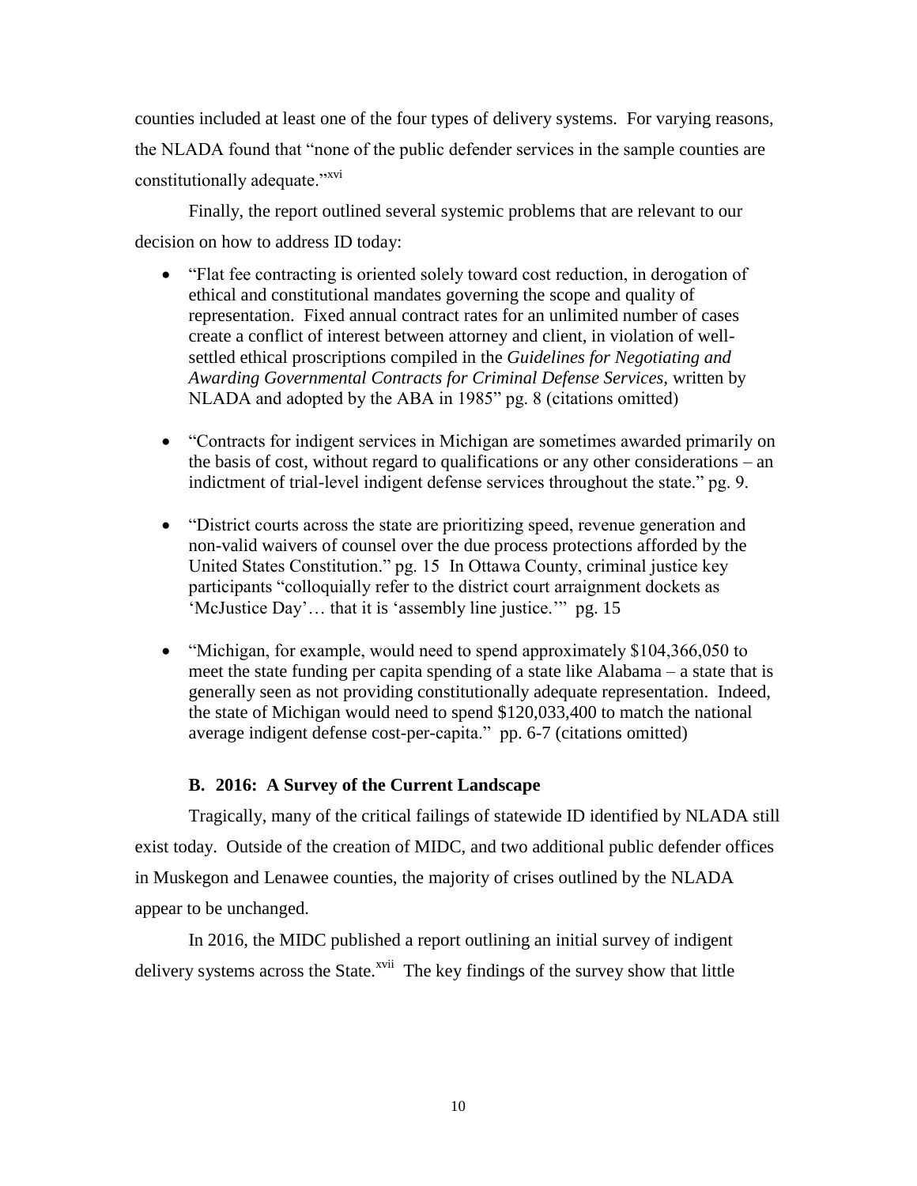counties included at least one of the four types of delivery systems. For varying reasons, the NLADA found that "none of the public defender services in the sample counties are constitutionally adequate."[xvi]

Finally, the report outlined several systemic problems that are relevant to our decision on how to address ID today:

- "Flat fee contracting is oriented solely toward cost reduction, in derogation of ethical and constitutional mandates governing the scope and quality of representation. Fixed annual contract rates for an unlimited number of cases create a conflict of interest between attorney and client, in violation of well-settled ethical proscriptions compiled in the *Guidelines for Negotiating and Awarding Governmental Contracts for Criminal Defense Services*, written by NLADA and adopted by the ABA in 1985" pg. 8 (citations omitted)

- "Contracts for indigent services in Michigan are sometimes awarded primarily on the basis of cost, without regard to qualifications or any other considerations – an indictment of trial-level indigent defense services throughout the state." pg. 9.

- "District courts across the state are prioritizing speed, revenue generation and non-valid waivers of counsel over the due process protections afforded by the United States Constitution." pg. 15 In Ottawa County, criminal justice key participants "colloquially refer to the district court arraignment dockets as 'McJustice Day'… that it is 'assembly line justice.'" pg. 15

- "Michigan, for example, would need to spend approximately $104,366,050 to meet the state funding per capita spending of a state like Alabama – a state that is generally seen as not providing constitutionally adequate representation. Indeed, the state of Michigan would need to spend $120,033,400 to match the national average indigent defense cost-per-capita." pp. 6-7 (citations omitted)

### B. 2016: A Survey of the Current Landscape

Tragically, many of the critical failings of statewide ID identified by NLADA still exist today. Outside of the creation of MIDC, and two additional public defender offices in Muskegon and Lenawee counties, the majority of crises outlined by the NLADA appear to be unchanged.

In 2016, the MIDC published a report outlining an initial survey of indigent delivery systems across the State.[xvii] The key findings of the survey show that little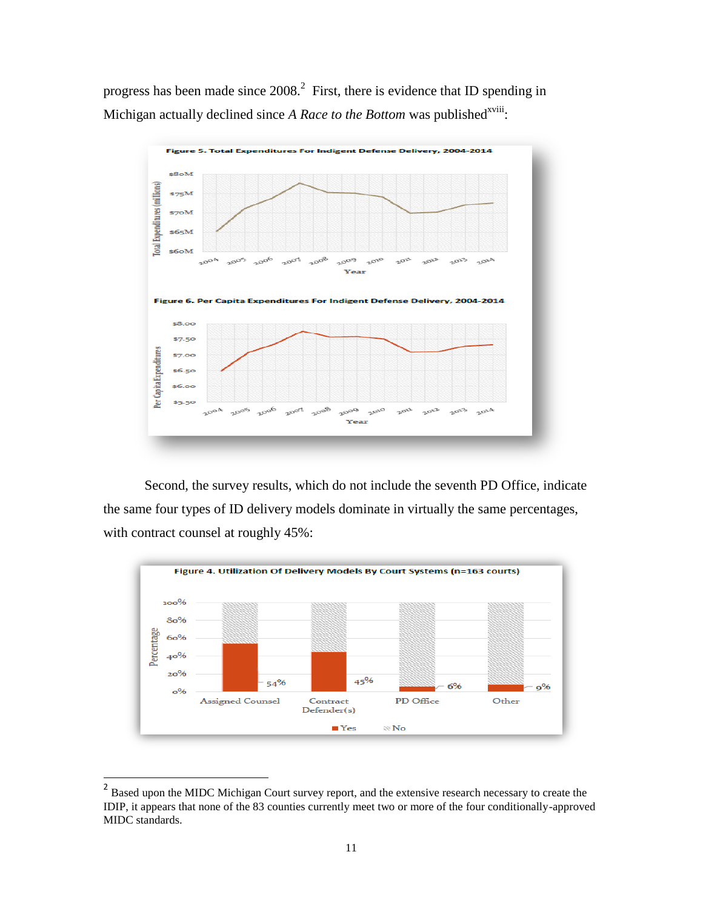progress has been made since 2008.[2] First, there is evidence that ID spending in Michigan actually declined since *A Race to the Bottom* was published[xviii]:

Figure 5. Total Expenditures For Indigent Defense Delivery, 2004-2014

Figure 6. Per Capita Expenditures For Indigent Defense Delivery, 2004-2014

Second, the survey results, which do not include the seventh PD Office, indicate the same four types of ID delivery models dominate in virtually the same percentages, with contract counsel at roughly 45%:

Figure 4. Utilization Of Delivery Models By Court Systems (n=163 courts)

---

[2] Based upon the MIDC Michigan Court survey report, and the extensive research necessary to create the IDIP, it appears that none of the 83 counties currently meet two or more of the four conditionally-approved MIDC standards.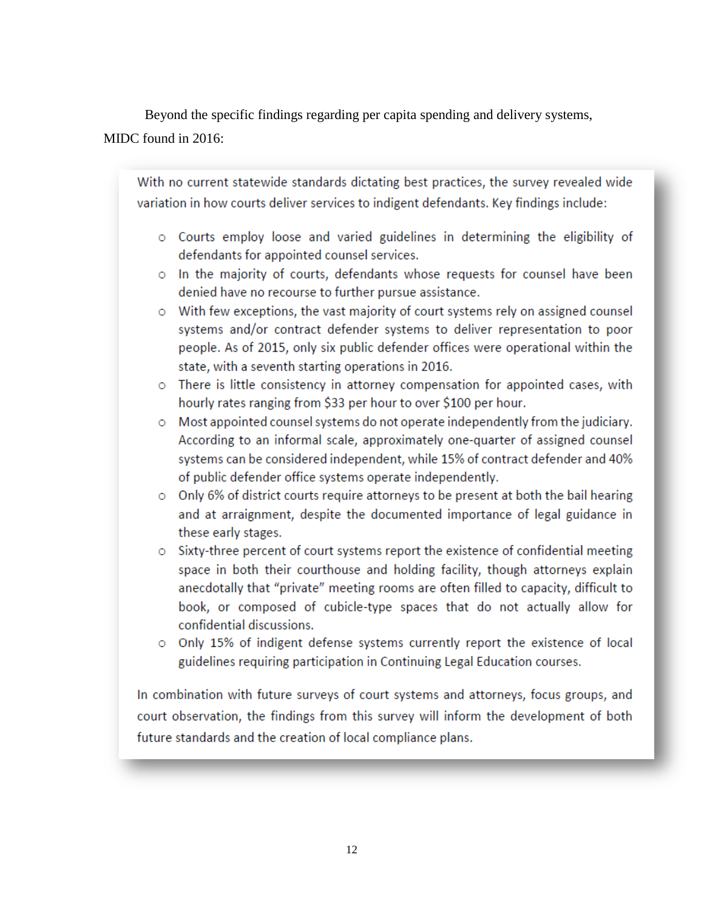Beyond the specific findings regarding per capita spending and delivery systems, MIDC found in 2016:

> With no current statewide standards dictating best practices, the survey revealed wide variation in how courts deliver services to indigent defendants. Key findings include:
>
> - Courts employ loose and varied guidelines in determining the eligibility of defendants for appointed counsel services.
> - In the majority of courts, defendants whose requests for counsel have been denied have no recourse to further pursue assistance.
> - With few exceptions, the vast majority of court systems rely on assigned counsel systems and/or contract defender systems to deliver representation to poor people. As of 2015, only six public defender offices were operational within the state, with a seventh starting operations in 2016.
> - There is little consistency in attorney compensation for appointed cases, with hourly rates ranging from $33 per hour to over $100 per hour.
> - Most appointed counsel systems do not operate independently from the judiciary. According to an informal scale, approximately one-quarter of assigned counsel systems can be considered independent, while 15% of contract defender and 40% of public defender office systems operate independently.
> - Only 6% of district courts require attorneys to be present at both the bail hearing and at arraignment, despite the documented importance of legal guidance in these early stages.
> - Sixty-three percent of court systems report the existence of confidential meeting space in both their courthouse and holding facility, though attorneys explain anecdotally that "private" meeting rooms are often filled to capacity, difficult to book, or composed of cubicle-type spaces that do not actually allow for confidential discussions.
> - Only 15% of indigent defense systems currently report the existence of local guidelines requiring participation in Continuing Legal Education courses.
>
> In combination with future surveys of court systems and attorneys, focus groups, and court observation, the findings from this survey will inform the development of both future standards and the creation of local compliance plans.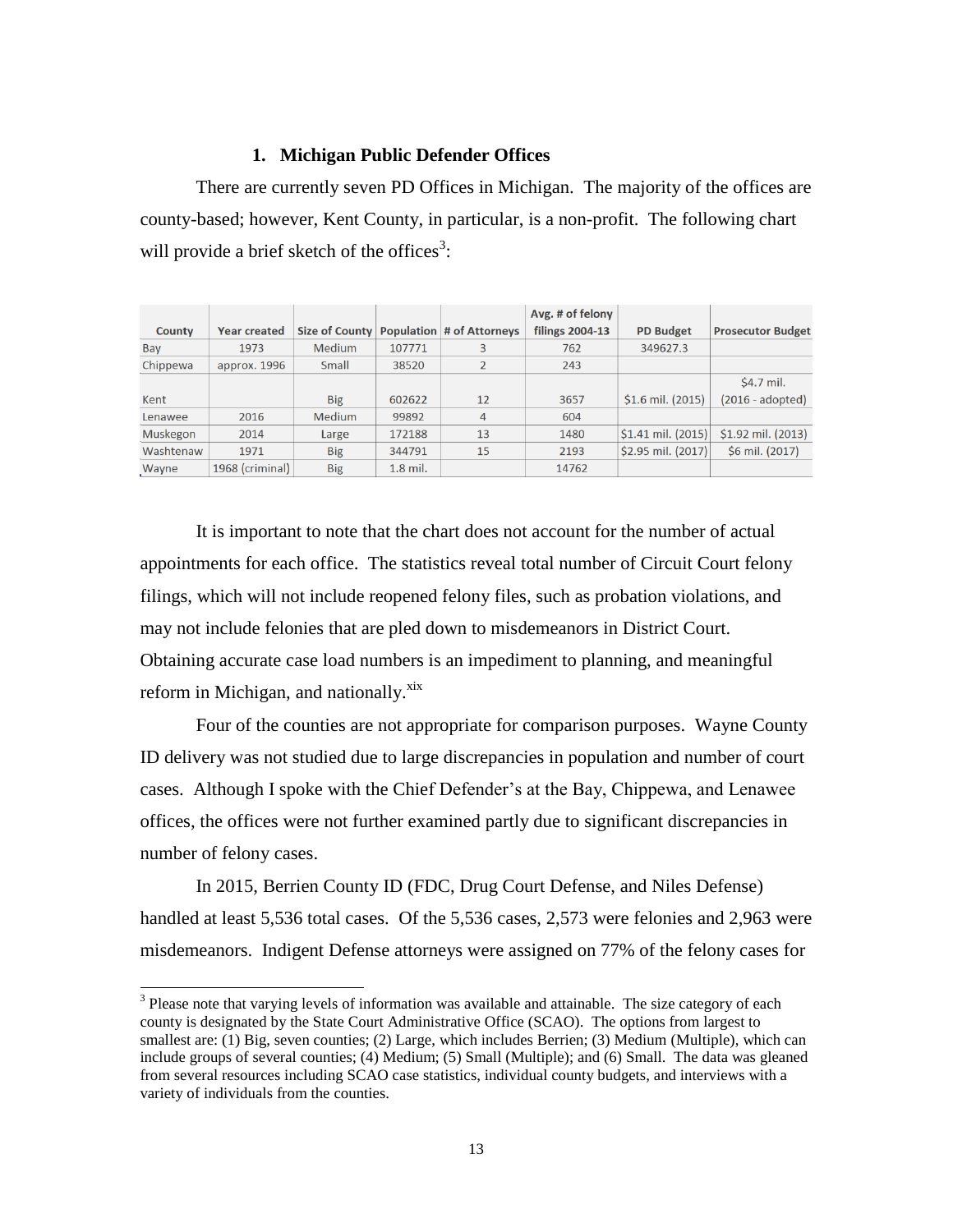### 1. Michigan Public Defender Offices

There are currently seven PD Offices in Michigan. The majority of the offices are county-based; however, Kent County, in particular, is a non-profit. The following chart will provide a brief sketch of the offices[3]:

| County | Year created | Size of County | Population | # of Attorneys | Avg. # of felony filings 2004-13 | PD Budget | Prosecutor Budget |
|---|---|---|---|---|---|---|---|
| Bay | 1973 | Medium | 107771 | 3 | 762 | 349627.3 | |
| Chippewa | approx. 1996 | Small | 38520 | 2 | 243 | | |
| Kent | | Big | 602622 | 12 | 3657 | $1.6 mil. (2015) | $4.7 mil. (2016 - adopted) |
| Lenawee | 2016 | Medium | 99892 | 4 | 604 | | |
| Muskegon | 2014 | Large | 172188 | 13 | 1480 | $1.41 mil. (2015) | $1.92 mil. (2013) |
| Washtenaw | 1971 | Big | 344791 | 15 | 2193 | $2.95 mil. (2017) | $6 mil. (2017) |
| Wayne | 1968 (criminal) | Big | 1.8 mil. | | 14762 | | |

It is important to note that the chart does not account for the number of actual appointments for each office. The statistics reveal total number of Circuit Court felony filings, which will not include reopened felony files, such as probation violations, and may not include felonies that are pled down to misdemeanors in District Court. Obtaining accurate case load numbers is an impediment to planning, and meaningful reform in Michigan, and nationally.[xix]

Four of the counties are not appropriate for comparison purposes. Wayne County ID delivery was not studied due to large discrepancies in population and number of court cases. Although I spoke with the Chief Defender's at the Bay, Chippewa, and Lenawee offices, the offices were not further examined partly due to significant discrepancies in number of felony cases.

In 2015, Berrien County ID (FDC, Drug Court Defense, and Niles Defense) handled at least 5,536 total cases. Of the 5,536 cases, 2,573 were felonies and 2,963 were misdemeanors. Indigent Defense attorneys were assigned on 77% of the felony cases for

---

[3] Please note that varying levels of information was available and attainable. The size category of each county is designated by the State Court Administrative Office (SCAO). The options from largest to smallest are: (1) Big, seven counties; (2) Large, which includes Berrien; (3) Medium (Multiple), which can include groups of several counties; (4) Medium; (5) Small (Multiple); and (6) Small. The data was gleaned from several resources including SCAO case statistics, individual county budgets, and interviews with a variety of individuals from the counties.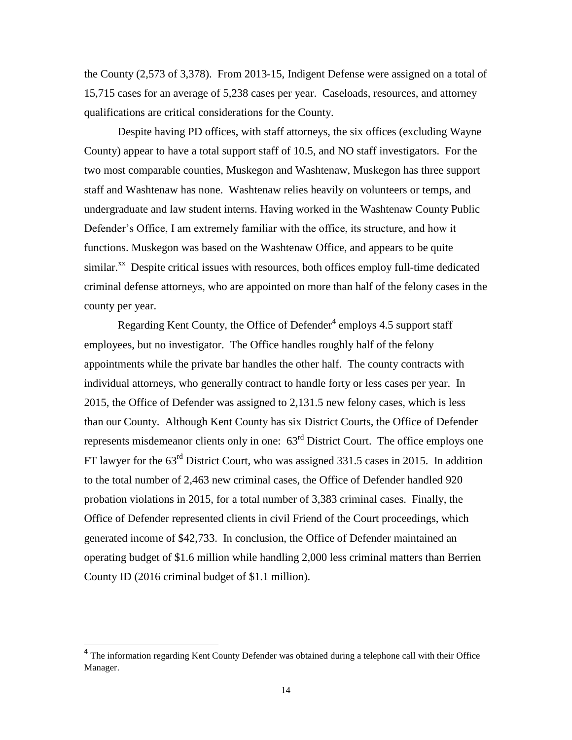the County (2,573 of 3,378). From 2013-15, Indigent Defense were assigned on a total of 15,715 cases for an average of 5,238 cases per year. Caseloads, resources, and attorney qualifications are critical considerations for the County.

Despite having PD offices, with staff attorneys, the six offices (excluding Wayne County) appear to have a total support staff of 10.5, and NO staff investigators. For the two most comparable counties, Muskegon and Washtenaw, Muskegon has three support staff and Washtenaw has none. Washtenaw relies heavily on volunteers or temps, and undergraduate and law student interns. Having worked in the Washtenaw County Public Defender's Office, I am extremely familiar with the office, its structure, and how it functions. Muskegon was based on the Washtenaw Office, and appears to be quite similar.[xx] Despite critical issues with resources, both offices employ full-time dedicated criminal defense attorneys, who are appointed on more than half of the felony cases in the county per year.

Regarding Kent County, the Office of Defender[4] employs 4.5 support staff employees, but no investigator. The Office handles roughly half of the felony appointments while the private bar handles the other half. The county contracts with individual attorneys, who generally contract to handle forty or less cases per year. In 2015, the Office of Defender was assigned to 2,131.5 new felony cases, which is less than our County. Although Kent County has six District Courts, the Office of Defender represents misdemeanor clients only in one: 63rd District Court. The office employs one FT lawyer for the 63rd District Court, who was assigned 331.5 cases in 2015. In addition to the total number of 2,463 new criminal cases, the Office of Defender handled 920 probation violations in 2015, for a total number of 3,383 criminal cases. Finally, the Office of Defender represented clients in civil Friend of the Court proceedings, which generated income of $42,733. In conclusion, the Office of Defender maintained an operating budget of $1.6 million while handling 2,000 less criminal matters than Berrien County ID (2016 criminal budget of $1.1 million).

---

[4] The information regarding Kent County Defender was obtained during a telephone call with their Office Manager.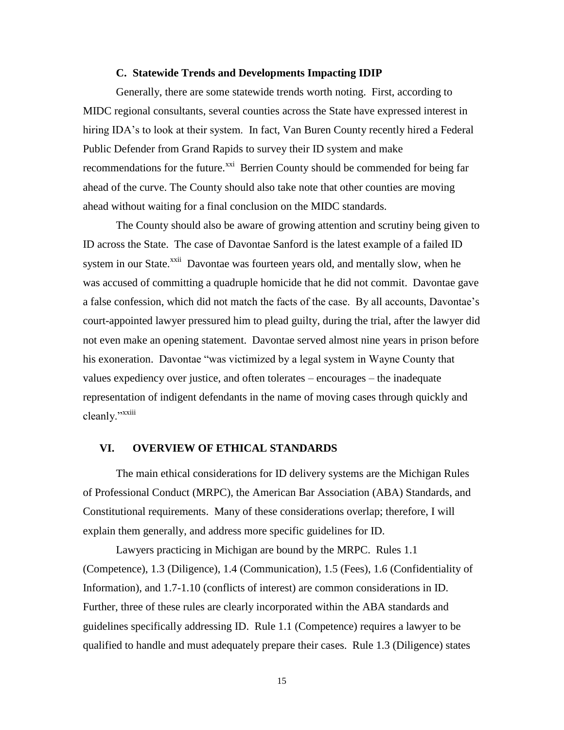### C. Statewide Trends and Developments Impacting IDIP

Generally, there are some statewide trends worth noting. First, according to MIDC regional consultants, several counties across the State have expressed interest in hiring IDA's to look at their system. In fact, Van Buren County recently hired a Federal Public Defender from Grand Rapids to survey their ID system and make recommendations for the future.[xxi] Berrien County should be commended for being far ahead of the curve. The County should also take note that other counties are moving ahead without waiting for a final conclusion on the MIDC standards.

The County should also be aware of growing attention and scrutiny being given to ID across the State. The case of Davontae Sanford is the latest example of a failed ID system in our State.[xxii] Davontae was fourteen years old, and mentally slow, when he was accused of committing a quadruple homicide that he did not commit. Davontae gave a false confession, which did not match the facts of the case. By all accounts, Davontae's court-appointed lawyer pressured him to plead guilty, during the trial, after the lawyer did not even make an opening statement. Davontae served almost nine years in prison before his exoneration. Davontae "was victimized by a legal system in Wayne County that values expediency over justice, and often tolerates – encourages – the inadequate representation of indigent defendants in the name of moving cases through quickly and cleanly."[xxiii]

## VI. OVERVIEW OF ETHICAL STANDARDS

The main ethical considerations for ID delivery systems are the Michigan Rules of Professional Conduct (MRPC), the American Bar Association (ABA) Standards, and Constitutional requirements. Many of these considerations overlap; therefore, I will explain them generally, and address more specific guidelines for ID.

Lawyers practicing in Michigan are bound by the MRPC. Rules 1.1 (Competence), 1.3 (Diligence), 1.4 (Communication), 1.5 (Fees), 1.6 (Confidentiality of Information), and 1.7-1.10 (conflicts of interest) are common considerations in ID. Further, three of these rules are clearly incorporated within the ABA standards and guidelines specifically addressing ID. Rule 1.1 (Competence) requires a lawyer to be qualified to handle and must adequately prepare their cases. Rule 1.3 (Diligence) states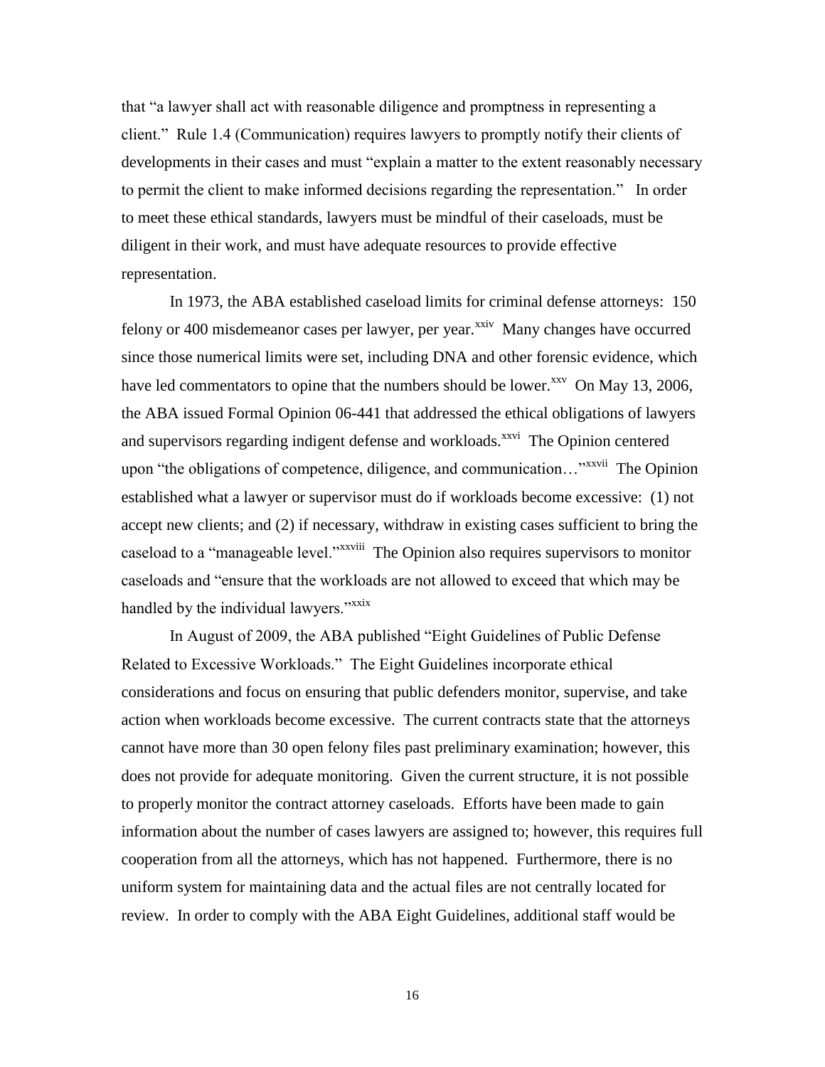that "a lawyer shall act with reasonable diligence and promptness in representing a client." Rule 1.4 (Communication) requires lawyers to promptly notify their clients of developments in their cases and must "explain a matter to the extent reasonably necessary to permit the client to make informed decisions regarding the representation." In order to meet these ethical standards, lawyers must be mindful of their caseloads, must be diligent in their work, and must have adequate resources to provide effective representation.

In 1973, the ABA established caseload limits for criminal defense attorneys: 150 felony or 400 misdemeanor cases per lawyer, per year.[xxiv] Many changes have occurred since those numerical limits were set, including DNA and other forensic evidence, which have led commentators to opine that the numbers should be lower.[xxv] On May 13, 2006, the ABA issued Formal Opinion 06-441 that addressed the ethical obligations of lawyers and supervisors regarding indigent defense and workloads.[xxvi] The Opinion centered upon "the obligations of competence, diligence, and communication…"[xxvii] The Opinion established what a lawyer or supervisor must do if workloads become excessive: (1) not accept new clients; and (2) if necessary, withdraw in existing cases sufficient to bring the caseload to a "manageable level."[xxviii] The Opinion also requires supervisors to monitor caseloads and "ensure that the workloads are not allowed to exceed that which may be handled by the individual lawyers."[xxix]

In August of 2009, the ABA published "Eight Guidelines of Public Defense Related to Excessive Workloads." The Eight Guidelines incorporate ethical considerations and focus on ensuring that public defenders monitor, supervise, and take action when workloads become excessive. The current contracts state that the attorneys cannot have more than 30 open felony files past preliminary examination; however, this does not provide for adequate monitoring. Given the current structure, it is not possible to properly monitor the contract attorney caseloads. Efforts have been made to gain information about the number of cases lawyers are assigned to; however, this requires full cooperation from all the attorneys, which has not happened. Furthermore, there is no uniform system for maintaining data and the actual files are not centrally located for review. In order to comply with the ABA Eight Guidelines, additional staff would be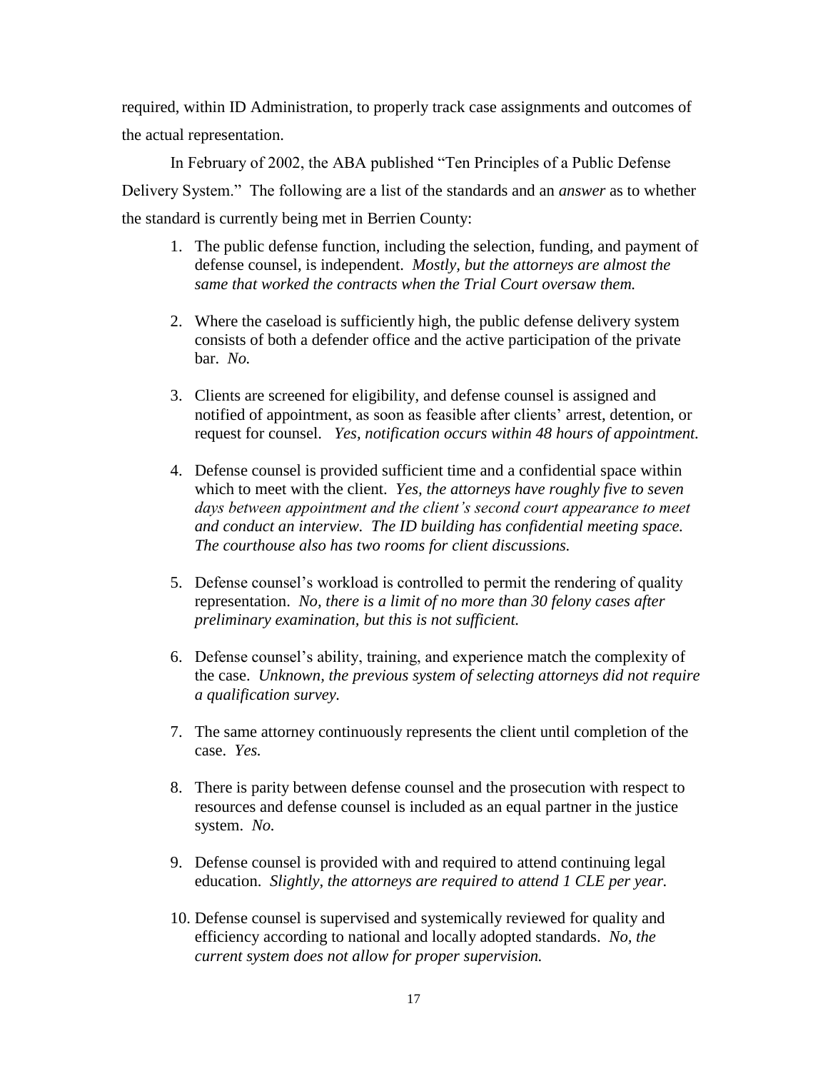required, within ID Administration, to properly track case assignments and outcomes of the actual representation.

In February of 2002, the ABA published "Ten Principles of a Public Defense Delivery System." The following are a list of the standards and an *answer* as to whether the standard is currently being met in Berrien County:

1. The public defense function, including the selection, funding, and payment of defense counsel, is independent. *Mostly, but the attorneys are almost the same that worked the contracts when the Trial Court oversaw them.*

2. Where the caseload is sufficiently high, the public defense delivery system consists of both a defender office and the active participation of the private bar. *No.*

3. Clients are screened for eligibility, and defense counsel is assigned and notified of appointment, as soon as feasible after clients' arrest, detention, or request for counsel. *Yes, notification occurs within 48 hours of appointment.*

4. Defense counsel is provided sufficient time and a confidential space within which to meet with the client. *Yes, the attorneys have roughly five to seven days between appointment and the client's second court appearance to meet and conduct an interview. The ID building has confidential meeting space. The courthouse also has two rooms for client discussions.*

5. Defense counsel's workload is controlled to permit the rendering of quality representation. *No, there is a limit of no more than 30 felony cases after preliminary examination, but this is not sufficient.*

6. Defense counsel's ability, training, and experience match the complexity of the case. *Unknown, the previous system of selecting attorneys did not require a qualification survey.*

7. The same attorney continuously represents the client until completion of the case. *Yes.*

8. There is parity between defense counsel and the prosecution with respect to resources and defense counsel is included as an equal partner in the justice system. *No.*

9. Defense counsel is provided with and required to attend continuing legal education. *Slightly, the attorneys are required to attend 1 CLE per year.*

10. Defense counsel is supervised and systemically reviewed for quality and efficiency according to national and locally adopted standards. *No, the current system does not allow for proper supervision.*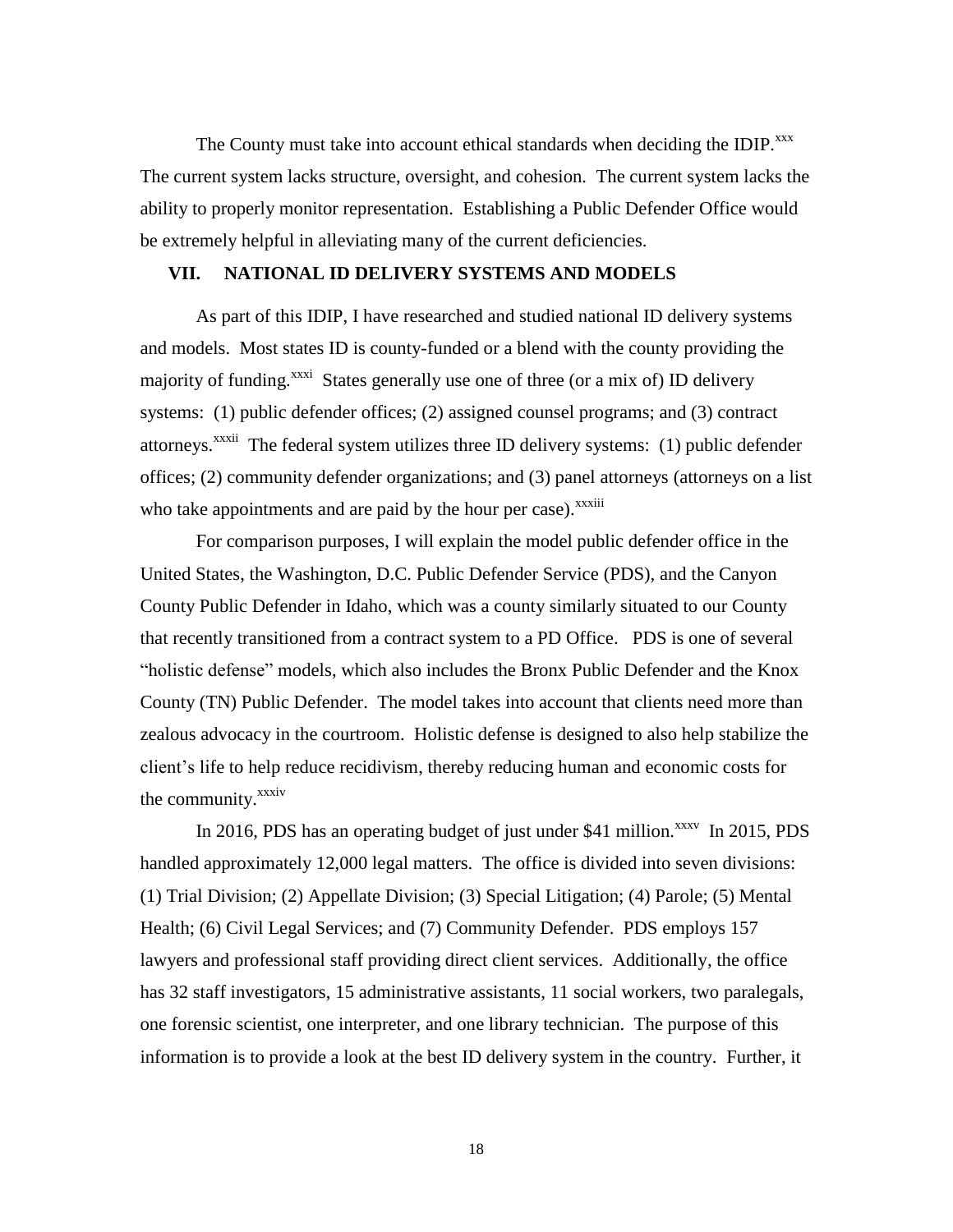The County must take into account ethical standards when deciding the IDIP.[xxx] The current system lacks structure, oversight, and cohesion. The current system lacks the ability to properly monitor representation. Establishing a Public Defender Office would be extremely helpful in alleviating many of the current deficiencies.

## VII. NATIONAL ID DELIVERY SYSTEMS AND MODELS

As part of this IDIP, I have researched and studied national ID delivery systems and models. Most states ID is county-funded or a blend with the county providing the majority of funding.[xxxi] States generally use one of three (or a mix of) ID delivery systems: (1) public defender offices; (2) assigned counsel programs; and (3) contract attorneys.[xxxii] The federal system utilizes three ID delivery systems: (1) public defender offices; (2) community defender organizations; and (3) panel attorneys (attorneys on a list who take appointments and are paid by the hour per case).[xxxiii]

For comparison purposes, I will explain the model public defender office in the United States, the Washington, D.C. Public Defender Service (PDS), and the Canyon County Public Defender in Idaho, which was a county similarly situated to our County that recently transitioned from a contract system to a PD Office. PDS is one of several "holistic defense" models, which also includes the Bronx Public Defender and the Knox County (TN) Public Defender. The model takes into account that clients need more than zealous advocacy in the courtroom. Holistic defense is designed to also help stabilize the client's life to help reduce recidivism, thereby reducing human and economic costs for the community.[xxxiv]

In 2016, PDS has an operating budget of just under $41 million.[xxxv] In 2015, PDS handled approximately 12,000 legal matters. The office is divided into seven divisions: (1) Trial Division; (2) Appellate Division; (3) Special Litigation; (4) Parole; (5) Mental Health; (6) Civil Legal Services; and (7) Community Defender. PDS employs 157 lawyers and professional staff providing direct client services. Additionally, the office has 32 staff investigators, 15 administrative assistants, 11 social workers, two paralegals, one forensic scientist, one interpreter, and one library technician. The purpose of this information is to provide a look at the best ID delivery system in the country. Further, it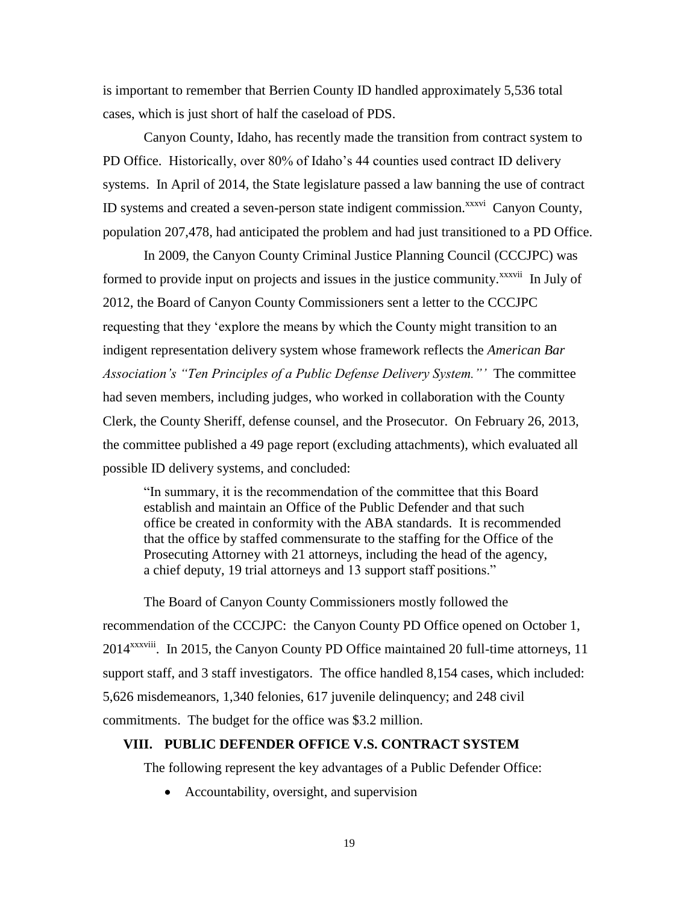is important to remember that Berrien County ID handled approximately 5,536 total cases, which is just short of half the caseload of PDS.

Canyon County, Idaho, has recently made the transition from contract system to PD Office. Historically, over 80% of Idaho's 44 counties used contract ID delivery systems. In April of 2014, the State legislature passed a law banning the use of contract ID systems and created a seven-person state indigent commission.[xxxvi] Canyon County, population 207,478, had anticipated the problem and had just transitioned to a PD Office.

In 2009, the Canyon County Criminal Justice Planning Council (CCCJPC) was formed to provide input on projects and issues in the justice community.[xxxvii] In July of 2012, the Board of Canyon County Commissioners sent a letter to the CCCJPC requesting that they 'explore the means by which the County might transition to an indigent representation delivery system whose framework reflects the *American Bar Association's "Ten Principles of a Public Defense Delivery System."'* The committee had seven members, including judges, who worked in collaboration with the County Clerk, the County Sheriff, defense counsel, and the Prosecutor. On February 26, 2013, the committee published a 49 page report (excluding attachments), which evaluated all possible ID delivery systems, and concluded:

> "In summary, it is the recommendation of the committee that this Board establish and maintain an Office of the Public Defender and that such office be created in conformity with the ABA standards. It is recommended that the office by staffed commensurate to the staffing for the Office of the Prosecuting Attorney with 21 attorneys, including the head of the agency, a chief deputy, 19 trial attorneys and 13 support staff positions."

The Board of Canyon County Commissioners mostly followed the recommendation of the CCCJPC: the Canyon County PD Office opened on October 1, 2014[xxxviii]. In 2015, the Canyon County PD Office maintained 20 full-time attorneys, 11 support staff, and 3 staff investigators. The office handled 8,154 cases, which included: 5,626 misdemeanors, 1,340 felonies, 617 juvenile delinquency; and 248 civil commitments. The budget for the office was $3.2 million.

## VIII. PUBLIC DEFENDER OFFICE V.S. CONTRACT SYSTEM

The following represent the key advantages of a Public Defender Office:

- Accountability, oversight, and supervision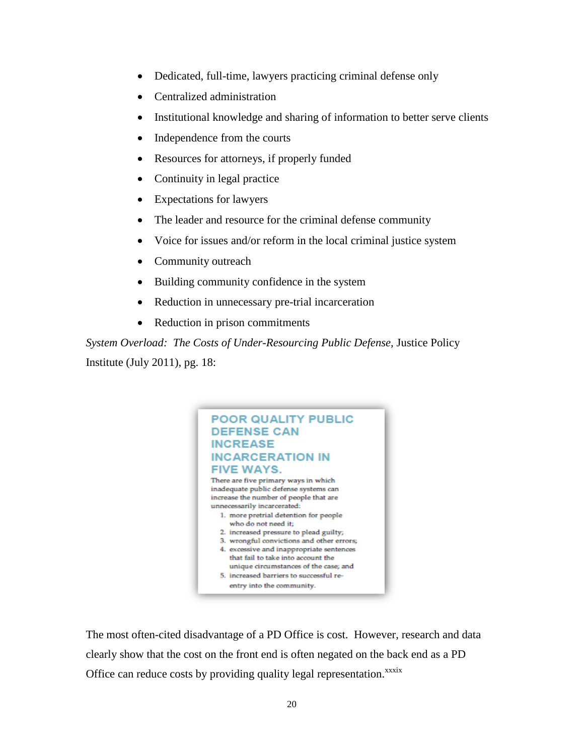- Dedicated, full-time, lawyers practicing criminal defense only
- Centralized administration
- Institutional knowledge and sharing of information to better serve clients
- Independence from the courts
- Resources for attorneys, if properly funded
- Continuity in legal practice
- Expectations for lawyers
- The leader and resource for the criminal defense community
- Voice for issues and/or reform in the local criminal justice system
- Community outreach
- Building community confidence in the system
- Reduction in unnecessary pre-trial incarceration
- Reduction in prison commitments

*System Overload: The Costs of Under-Resourcing Public Defense,* Justice Policy Institute (July 2011), pg. 18:

> **POOR QUALITY PUBLIC DEFENSE CAN INCREASE INCARCERATION IN FIVE WAYS.**
>
> There are five primary ways in which inadequate public defense systems can increase the number of people that are unnecessarily incarcerated:
>
> 1. more pretrial detention for people who do not need it;
> 2. increased pressure to plead guilty;
> 3. wrongful convictions and other errors;
> 4. excessive and inappropriate sentences that fail to take into account the unique circumstances of the case; and
> 5. increased barriers to successful re-entry into the community.

The most often-cited disadvantage of a PD Office is cost. However, research and data clearly show that the cost on the front end is often negated on the back end as a PD Office can reduce costs by providing quality legal representation.[xxxix]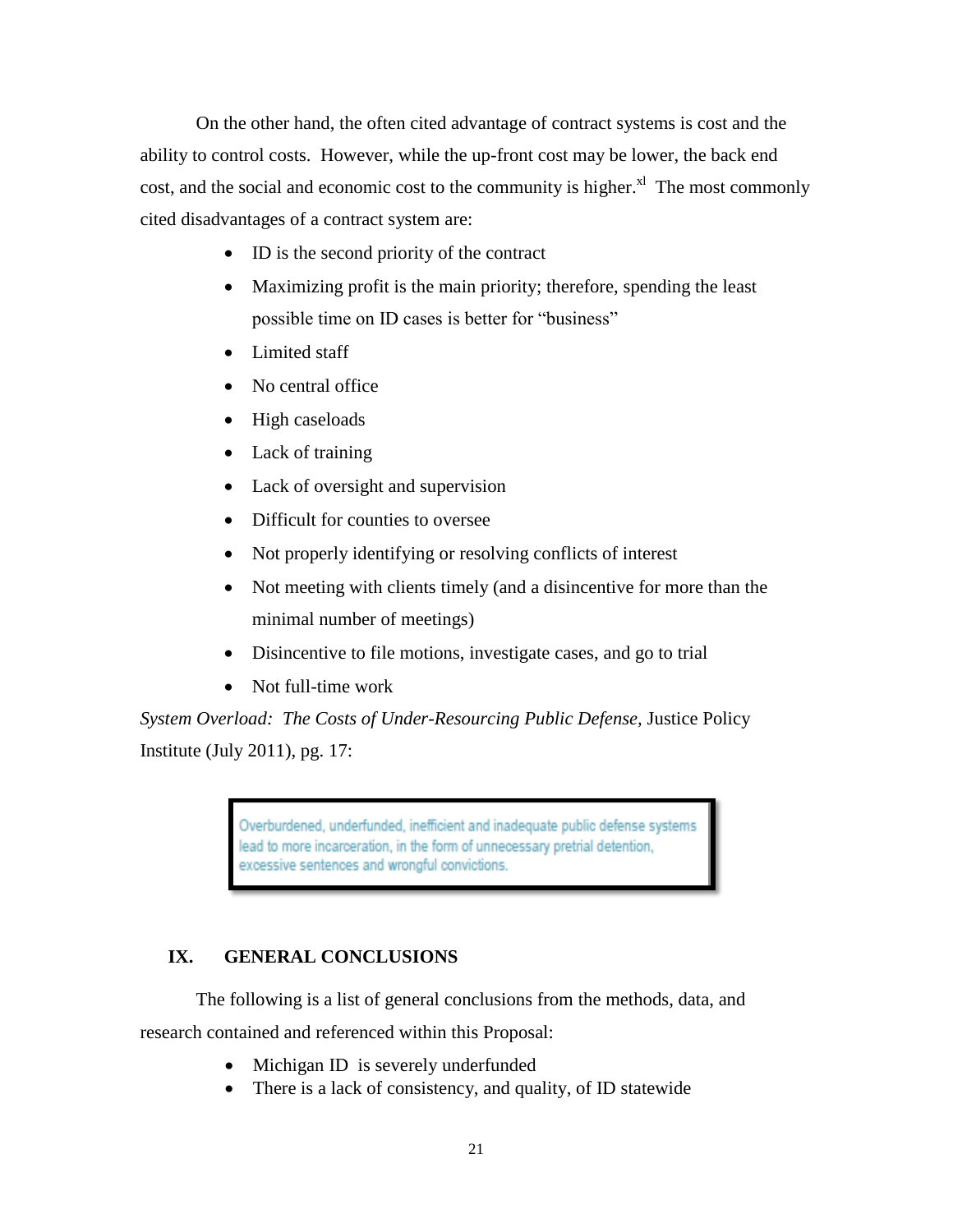On the other hand, the often cited advantage of contract systems is cost and the ability to control costs. However, while the up-front cost may be lower, the back end cost, and the social and economic cost to the community is higher.[xl] The most commonly cited disadvantages of a contract system are:

- ID is the second priority of the contract
- Maximizing profit is the main priority; therefore, spending the least possible time on ID cases is better for "business"
- Limited staff
- No central office
- High caseloads
- Lack of training
- Lack of oversight and supervision
- Difficult for counties to oversee
- Not properly identifying or resolving conflicts of interest
- Not meeting with clients timely (and a disincentive for more than the minimal number of meetings)
- Disincentive to file motions, investigate cases, and go to trial
- Not full-time work

*System Overload: The Costs of Under-Resourcing Public Defense,* Justice Policy Institute (July 2011), pg. 17:

> Overburdened, underfunded, inefficient and inadequate public defense systems lead to more incarceration, in the form of unnecessary pretrial detention, excessive sentences and wrongful convictions.

## IX. GENERAL CONCLUSIONS

The following is a list of general conclusions from the methods, data, and research contained and referenced within this Proposal:

- Michigan ID is severely underfunded
- There is a lack of consistency, and quality, of ID statewide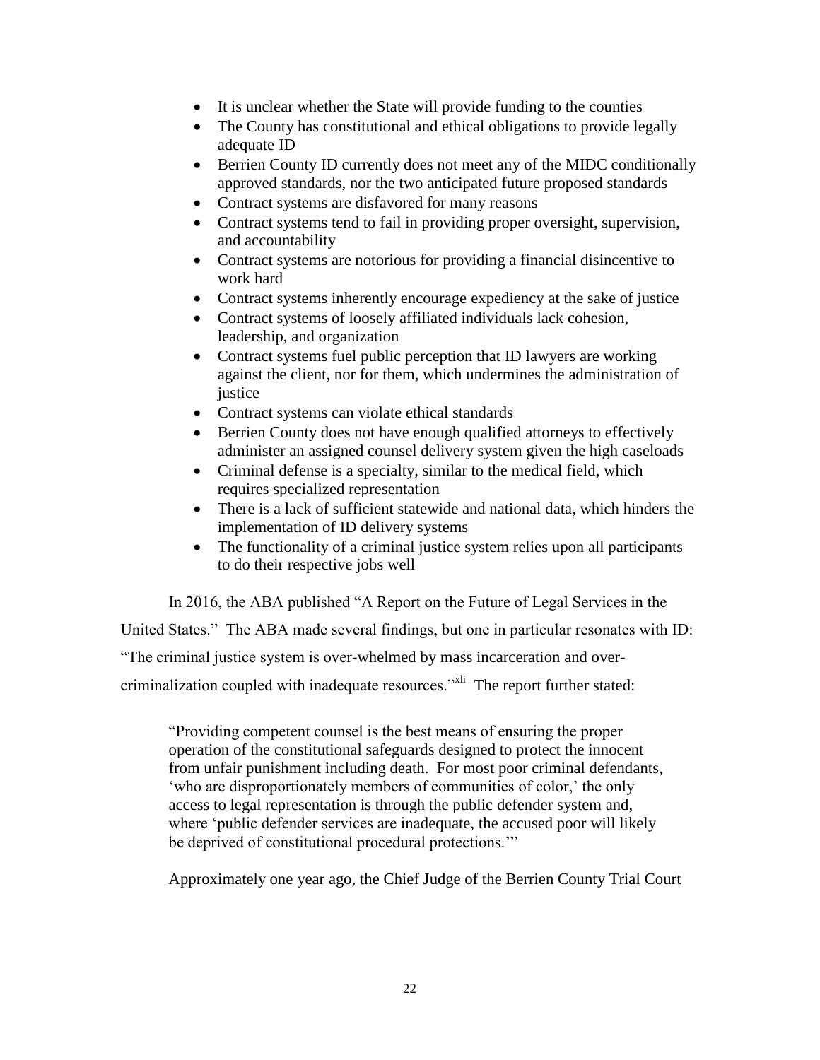- It is unclear whether the State will provide funding to the counties
- The County has constitutional and ethical obligations to provide legally adequate ID
- Berrien County ID currently does not meet any of the MIDC conditionally approved standards, nor the two anticipated future proposed standards
- Contract systems are disfavored for many reasons
- Contract systems tend to fail in providing proper oversight, supervision, and accountability
- Contract systems are notorious for providing a financial disincentive to work hard
- Contract systems inherently encourage expediency at the sake of justice
- Contract systems of loosely affiliated individuals lack cohesion, leadership, and organization
- Contract systems fuel public perception that ID lawyers are working against the client, nor for them, which undermines the administration of justice
- Contract systems can violate ethical standards
- Berrien County does not have enough qualified attorneys to effectively administer an assigned counsel delivery system given the high caseloads
- Criminal defense is a specialty, similar to the medical field, which requires specialized representation
- There is a lack of sufficient statewide and national data, which hinders the implementation of ID delivery systems
- The functionality of a criminal justice system relies upon all participants to do their respective jobs well

In 2016, the ABA published "A Report on the Future of Legal Services in the United States." The ABA made several findings, but one in particular resonates with ID: "The criminal justice system is over-whelmed by mass incarceration and over-criminalization coupled with inadequate resources."[xli] The report further stated:

> "Providing competent counsel is the best means of ensuring the proper operation of the constitutional safeguards designed to protect the innocent from unfair punishment including death. For most poor criminal defendants, 'who are disproportionately members of communities of color,' the only access to legal representation is through the public defender system and, where 'public defender services are inadequate, the accused poor will likely be deprived of constitutional procedural protections.'"

Approximately one year ago, the Chief Judge of the Berrien County Trial Court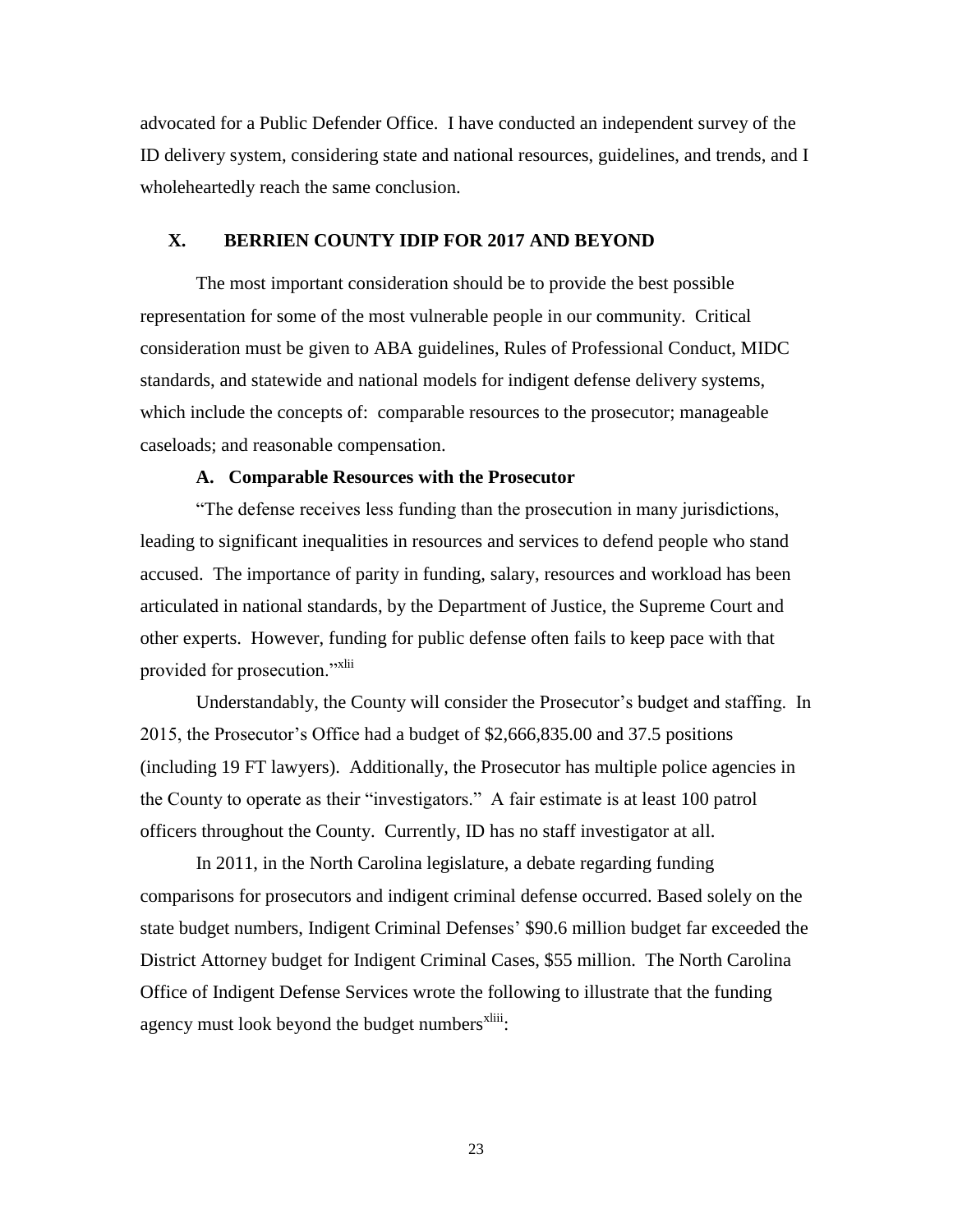advocated for a Public Defender Office. I have conducted an independent survey of the ID delivery system, considering state and national resources, guidelines, and trends, and I wholeheartedly reach the same conclusion.

## X. BERRIEN COUNTY IDIP FOR 2017 AND BEYOND

The most important consideration should be to provide the best possible representation for some of the most vulnerable people in our community. Critical consideration must be given to ABA guidelines, Rules of Professional Conduct, MIDC standards, and statewide and national models for indigent defense delivery systems, which include the concepts of: comparable resources to the prosecutor; manageable caseloads; and reasonable compensation.

### A. Comparable Resources with the Prosecutor

"The defense receives less funding than the prosecution in many jurisdictions, leading to significant inequalities in resources and services to defend people who stand accused. The importance of parity in funding, salary, resources and workload has been articulated in national standards, by the Department of Justice, the Supreme Court and other experts. However, funding for public defense often fails to keep pace with that provided for prosecution."[xlii]

Understandably, the County will consider the Prosecutor's budget and staffing. In 2015, the Prosecutor's Office had a budget of $2,666,835.00 and 37.5 positions (including 19 FT lawyers). Additionally, the Prosecutor has multiple police agencies in the County to operate as their "investigators." A fair estimate is at least 100 patrol officers throughout the County. Currently, ID has no staff investigator at all.

In 2011, in the North Carolina legislature, a debate regarding funding comparisons for prosecutors and indigent criminal defense occurred. Based solely on the state budget numbers, Indigent Criminal Defenses' $90.6 million budget far exceeded the District Attorney budget for Indigent Criminal Cases, $55 million. The North Carolina Office of Indigent Defense Services wrote the following to illustrate that the funding agency must look beyond the budget numbers[xliii]: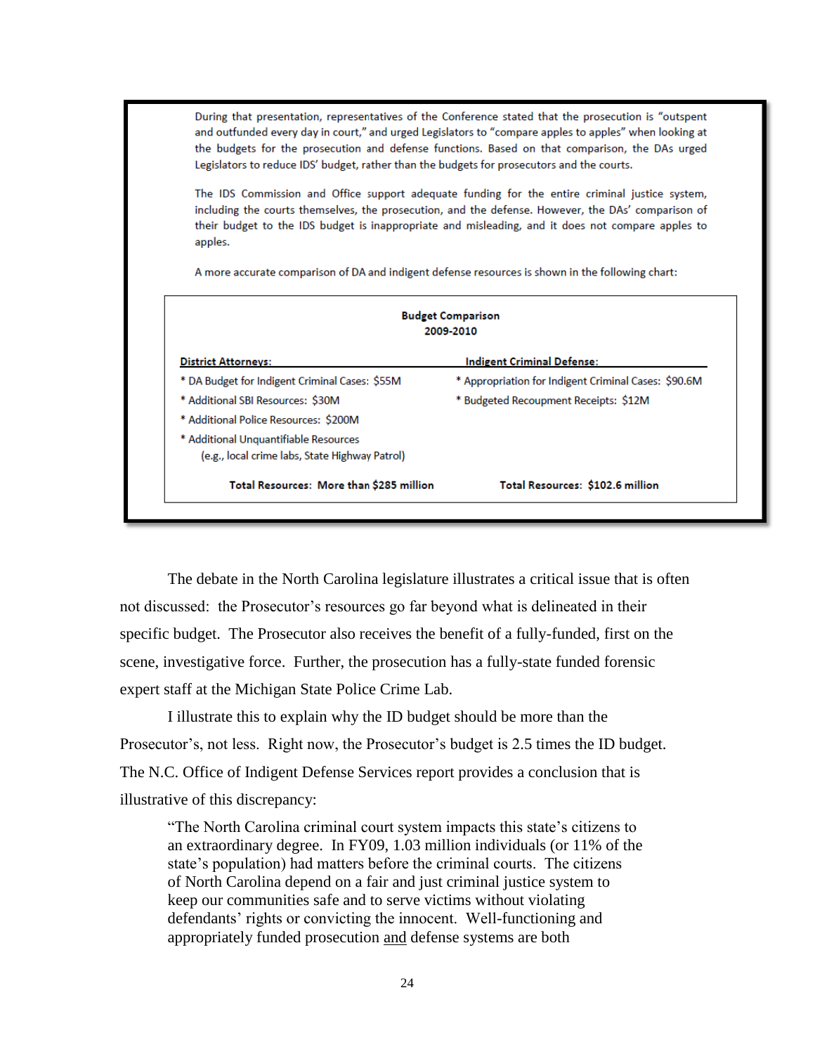During that presentation, representatives of the Conference stated that the prosecution is "outspent and outfunded every day in court," and urged Legislators to "compare apples to apples" when looking at the budgets for the prosecution and defense functions. Based on that comparison, the DAs urged Legislators to reduce IDS' budget, rather than the budgets for prosecutors and the courts.

The IDS Commission and Office support adequate funding for the entire criminal justice system, including the courts themselves, the prosecution, and the defense. However, the DAs' comparison of their budget to the IDS budget is inappropriate and misleading, and it does not compare apples to apples.

A more accurate comparison of DA and indigent defense resources is shown in the following chart:

**Budget Comparison**
**2009-2010**

| District Attorneys: | Indigent Criminal Defense: |
|---|---|
| * DA Budget for Indigent Criminal Cases: $55M | * Appropriation for Indigent Criminal Cases: $90.6M |
| * Additional SBI Resources: $30M | * Budgeted Recoupment Receipts: $12M |
| * Additional Police Resources: $200M | |
| * Additional Unquantifiable Resources (e.g., local crime labs, State Highway Patrol) | |
| **Total Resources: More than $285 million** | **Total Resources: $102.6 million** |

The debate in the North Carolina legislature illustrates a critical issue that is often not discussed: the Prosecutor's resources go far beyond what is delineated in their specific budget. The Prosecutor also receives the benefit of a fully-funded, first on the scene, investigative force. Further, the prosecution has a fully-state funded forensic expert staff at the Michigan State Police Crime Lab.

I illustrate this to explain why the ID budget should be more than the Prosecutor's, not less. Right now, the Prosecutor's budget is 2.5 times the ID budget. The N.C. Office of Indigent Defense Services report provides a conclusion that is illustrative of this discrepancy:

> "The North Carolina criminal court system impacts this state's citizens to an extraordinary degree. In FY09, 1.03 million individuals (or 11% of the state's population) had matters before the criminal courts. The citizens of North Carolina depend on a fair and just criminal justice system to keep our communities safe and to serve victims without violating defendants' rights or convicting the innocent. Well-functioning and appropriately funded prosecution <u>and</u> defense systems are both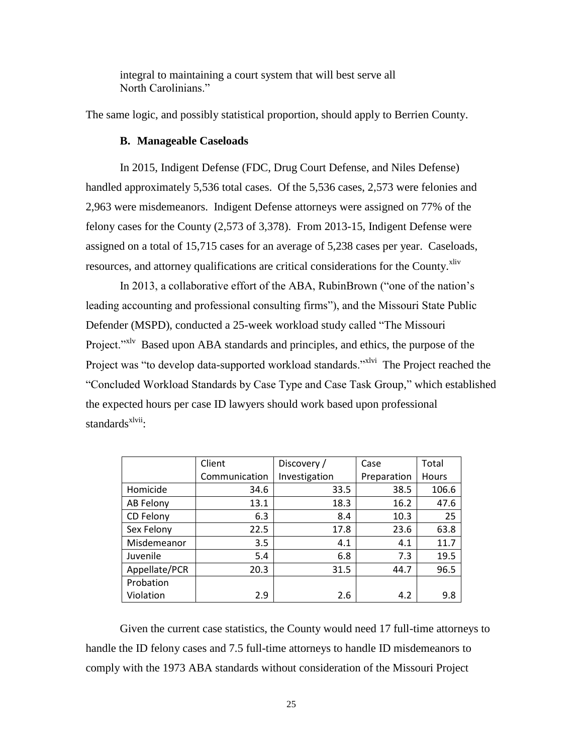integral to maintaining a court system that will best serve all North Carolinians."

The same logic, and possibly statistical proportion, should apply to Berrien County.

### B. Manageable Caseloads

In 2015, Indigent Defense (FDC, Drug Court Defense, and Niles Defense) handled approximately 5,536 total cases. Of the 5,536 cases, 2,573 were felonies and 2,963 were misdemeanors. Indigent Defense attorneys were assigned on 77% of the felony cases for the County (2,573 of 3,378). From 2013-15, Indigent Defense were assigned on a total of 15,715 cases for an average of 5,238 cases per year. Caseloads, resources, and attorney qualifications are critical considerations for the County.[xliv]

In 2013, a collaborative effort of the ABA, RubinBrown ("one of the nation's leading accounting and professional consulting firms"), and the Missouri State Public Defender (MSPD), conducted a 25-week workload study called "The Missouri Project."[xlv] Based upon ABA standards and principles, and ethics, the purpose of the Project was "to develop data-supported workload standards."[xlvi] The Project reached the "Concluded Workload Standards by Case Type and Case Task Group," which established the expected hours per case ID lawyers should work based upon professional standards[xlvii]:

| | Client Communication | Discovery / Investigation | Case Preparation | Total Hours |
|---|---|---|---|---|
| Homicide | 34.6 | 33.5 | 38.5 | 106.6 |
| AB Felony | 13.1 | 18.3 | 16.2 | 47.6 |
| CD Felony | 6.3 | 8.4 | 10.3 | 25 |
| Sex Felony | 22.5 | 17.8 | 23.6 | 63.8 |
| Misdemeanor | 3.5 | 4.1 | 4.1 | 11.7 |
| Juvenile | 5.4 | 6.8 | 7.3 | 19.5 |
| Appellate/PCR | 20.3 | 31.5 | 44.7 | 96.5 |
| Probation Violation | 2.9 | 2.6 | 4.2 | 9.8 |

Given the current case statistics, the County would need 17 full-time attorneys to handle the ID felony cases and 7.5 full-time attorneys to handle ID misdemeanors to comply with the 1973 ABA standards without consideration of the Missouri Project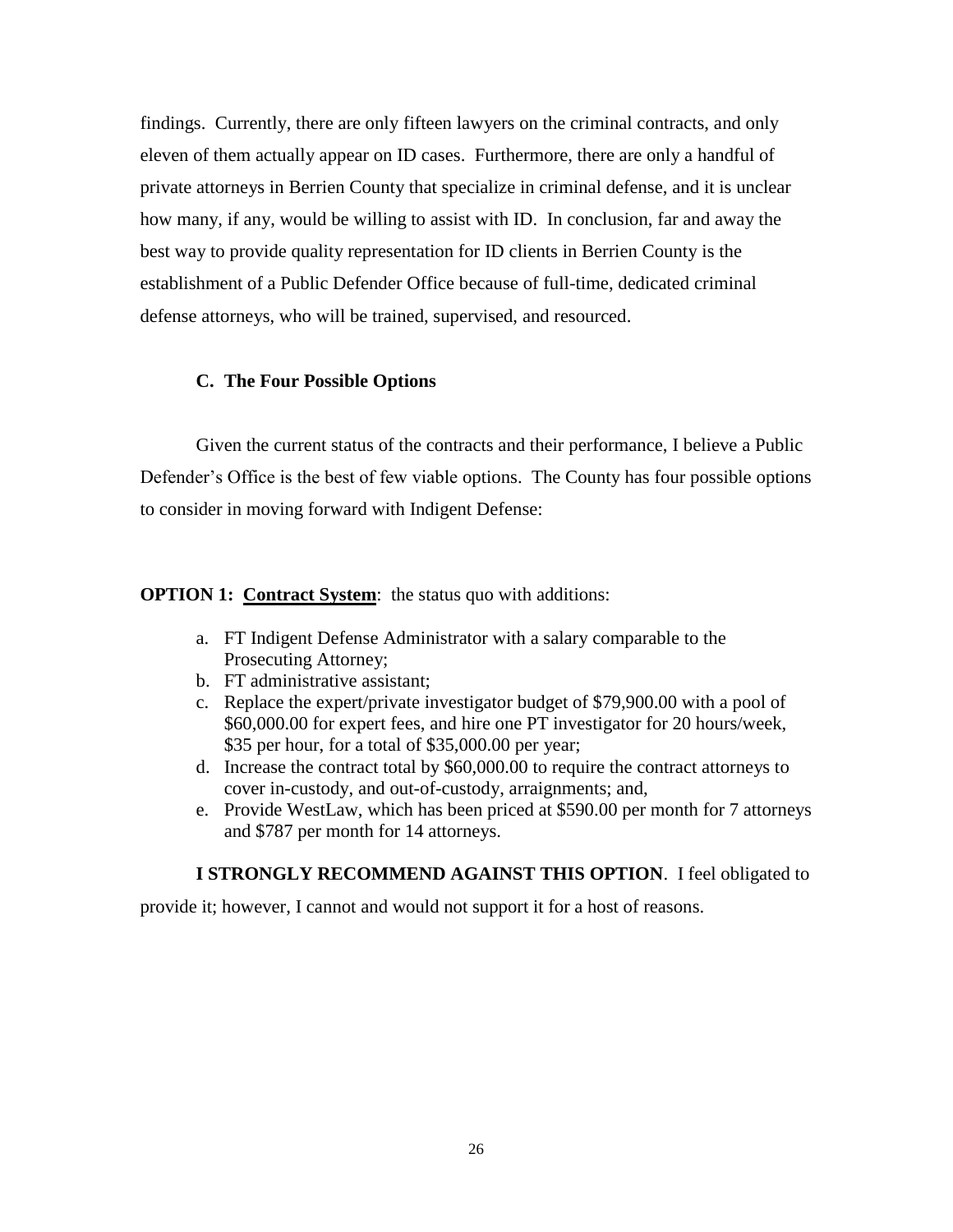findings. Currently, there are only fifteen lawyers on the criminal contracts, and only eleven of them actually appear on ID cases. Furthermore, there are only a handful of private attorneys in Berrien County that specialize in criminal defense, and it is unclear how many, if any, would be willing to assist with ID. In conclusion, far and away the best way to provide quality representation for ID clients in Berrien County is the establishment of a Public Defender Office because of full-time, dedicated criminal defense attorneys, who will be trained, supervised, and resourced.

### C. The Four Possible Options

Given the current status of the contracts and their performance, I believe a Public Defender's Office is the best of few viable options. The County has four possible options to consider in moving forward with Indigent Defense:

**OPTION 1: <u>Contract System</u>**: the status quo with additions:

a. FT Indigent Defense Administrator with a salary comparable to the Prosecuting Attorney;
b. FT administrative assistant;
c. Replace the expert/private investigator budget of $79,900.00 with a pool of $60,000.00 for expert fees, and hire one PT investigator for 20 hours/week, $35 per hour, for a total of $35,000.00 per year;
d. Increase the contract total by $60,000.00 to require the contract attorneys to cover in-custody, and out-of-custody, arraignments; and,
e. Provide WestLaw, which has been priced at $590.00 per month for 7 attorneys and $787 per month for 14 attorneys.

**I STRONGLY RECOMMEND AGAINST THIS OPTION**. I feel obligated to provide it; however, I cannot and would not support it for a host of reasons.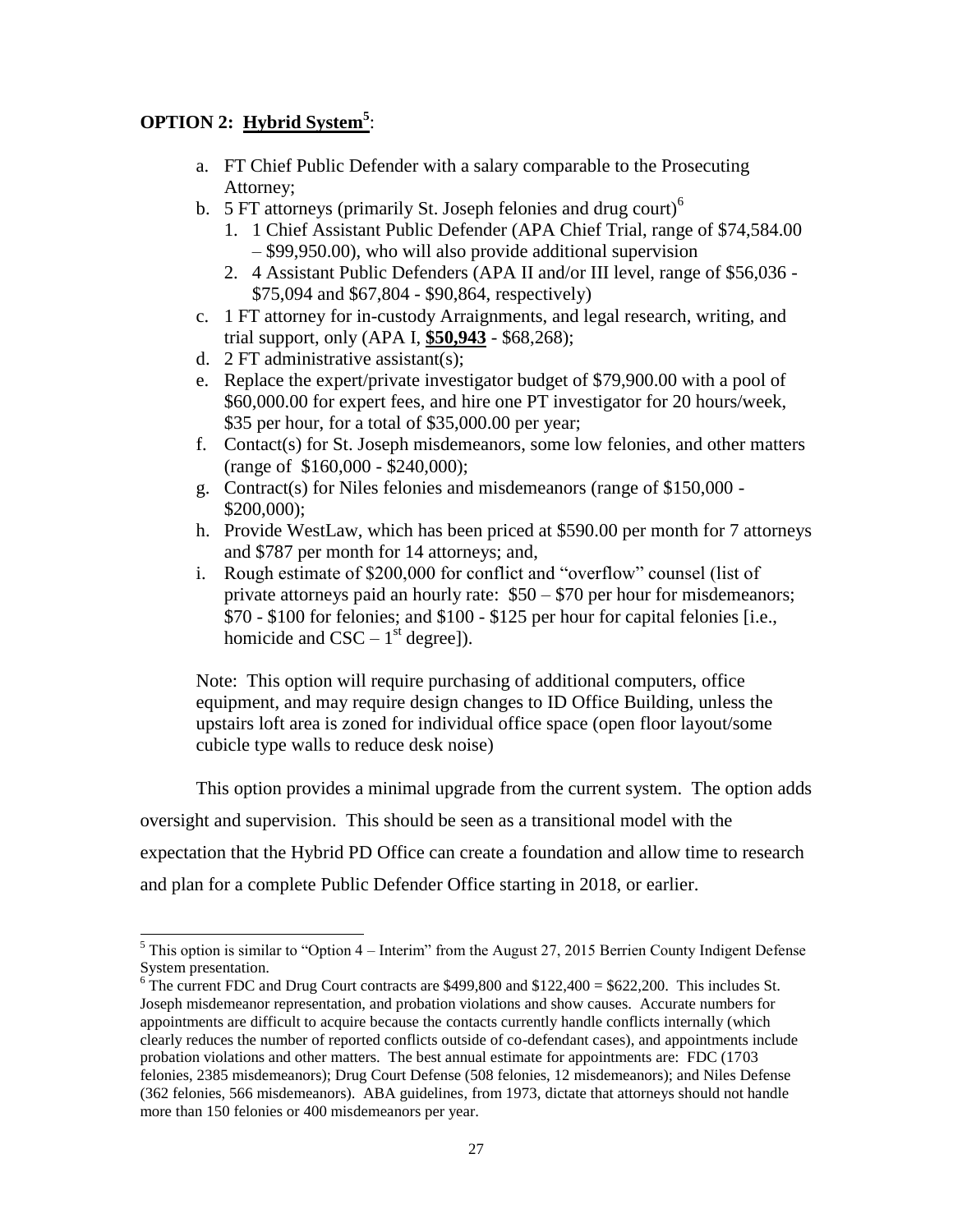**OPTION 2: <u>Hybrid System</u>[5]**:

a. FT Chief Public Defender with a salary comparable to the Prosecuting Attorney;
b. 5 FT attorneys (primarily St. Joseph felonies and drug court)[6]
   1. 1 Chief Assistant Public Defender (APA Chief Trial, range of $74,584.00 – $99,950.00), who will also provide additional supervision
   2. 4 Assistant Public Defenders (APA II and/or III level, range of $56,036 - $75,094 and $67,804 - $90,864, respectively)
c. 1 FT attorney for in-custody Arraignments, and legal research, writing, and trial support, only (APA I, **<u>$50,943</u>** - $68,268);
d. 2 FT administrative assistant(s);
e. Replace the expert/private investigator budget of $79,900.00 with a pool of $60,000.00 for expert fees, and hire one PT investigator for 20 hours/week, $35 per hour, for a total of $35,000.00 per year;
f. Contact(s) for St. Joseph misdemeanors, some low felonies, and other matters (range of $160,000 - $240,000);
g. Contract(s) for Niles felonies and misdemeanors (range of $150,000 - $200,000);
h. Provide WestLaw, which has been priced at $590.00 per month for 7 attorneys and $787 per month for 14 attorneys; and,
i. Rough estimate of $200,000 for conflict and "overflow" counsel (list of private attorneys paid an hourly rate: $50 – $70 per hour for misdemeanors; $70 - $100 for felonies; and $100 - $125 per hour for capital felonies [i.e., homicide and CSC – 1st degree]).

Note: This option will require purchasing of additional computers, office equipment, and may require design changes to ID Office Building, unless the upstairs loft area is zoned for individual office space (open floor layout/some cubicle type walls to reduce desk noise)

This option provides a minimal upgrade from the current system. The option adds oversight and supervision. This should be seen as a transitional model with the expectation that the Hybrid PD Office can create a foundation and allow time to research and plan for a complete Public Defender Office starting in 2018, or earlier.

---

[5] This option is similar to "Option 4 – Interim" from the August 27, 2015 Berrien County Indigent Defense System presentation.

[6] The current FDC and Drug Court contracts are $499,800 and $122,400 = $622,200. This includes St. Joseph misdemeanor representation, and probation violations and show causes. Accurate numbers for appointments are difficult to acquire because the contacts currently handle conflicts internally (which clearly reduces the number of reported conflicts outside of co-defendant cases), and appointments include probation violations and other matters. The best annual estimate for appointments are: FDC (1703 felonies, 2385 misdemeanors); Drug Court Defense (508 felonies, 12 misdemeanors); and Niles Defense (362 felonies, 566 misdemeanors). ABA guidelines, from 1973, dictate that attorneys should not handle more than 150 felonies or 400 misdemeanors per year.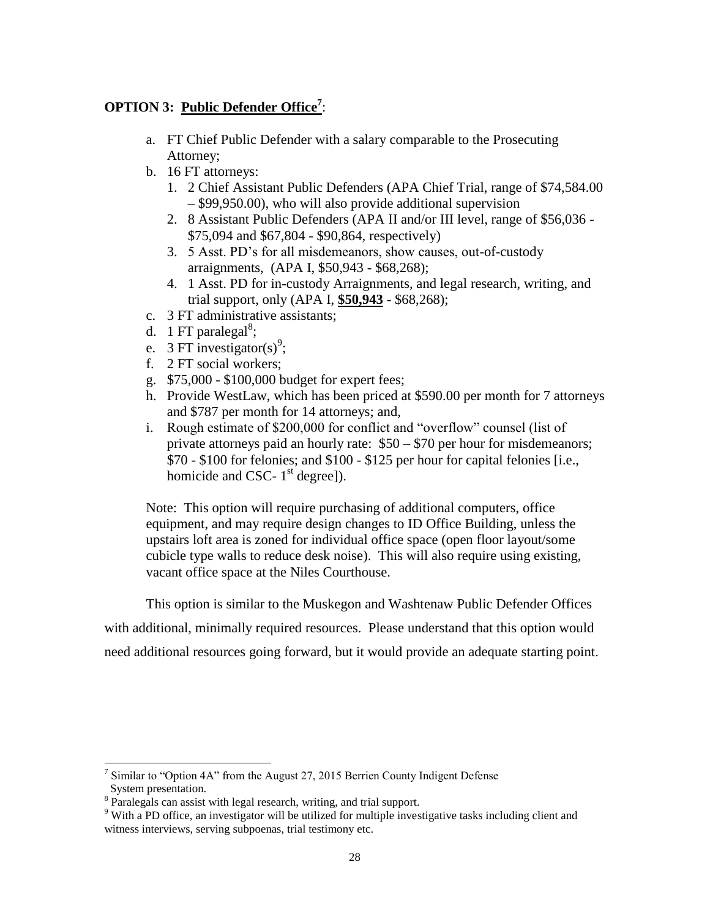**OPTION 3: Public Defender Office[7]**:

a. FT Chief Public Defender with a salary comparable to the Prosecuting Attorney;
b. 16 FT attorneys:
   1. 2 Chief Assistant Public Defenders (APA Chief Trial, range of $74,584.00 – $99,950.00), who will also provide additional supervision
   2. 8 Assistant Public Defenders (APA II and/or III level, range of $56,036 - $75,094 and $67,804 - $90,864, respectively)
   3. 5 Asst. PD's for all misdemeanors, show causes, out-of-custody arraignments, (APA I, $50,943 - $68,268);
   4. 1 Asst. PD for in-custody Arraignments, and legal research, writing, and trial support, only (APA I, **$50,943** - $68,268);
c. 3 FT administrative assistants;
d. 1 FT paralegal[8];
e. 3 FT investigator(s)[9];
f. 2 FT social workers;
g. $75,000 - $100,000 budget for expert fees;
h. Provide WestLaw, which has been priced at $590.00 per month for 7 attorneys and $787 per month for 14 attorneys; and,
i. Rough estimate of $200,000 for conflict and "overflow" counsel (list of private attorneys paid an hourly rate: $50 – $70 per hour for misdemeanors; $70 - $100 for felonies; and $100 - $125 per hour for capital felonies [i.e., homicide and CSC- 1st degree]).

Note: This option will require purchasing of additional computers, office equipment, and may require design changes to ID Office Building, unless the upstairs loft area is zoned for individual office space (open floor layout/some cubicle type walls to reduce desk noise). This will also require using existing, vacant office space at the Niles Courthouse.

This option is similar to the Muskegon and Washtenaw Public Defender Offices with additional, minimally required resources. Please understand that this option would need additional resources going forward, but it would provide an adequate starting point.

---

[7] Similar to "Option 4A" from the August 27, 2015 Berrien County Indigent Defense System presentation.

[8] Paralegals can assist with legal research, writing, and trial support.

[9] With a PD office, an investigator will be utilized for multiple investigative tasks including client and witness interviews, serving subpoenas, trial testimony etc.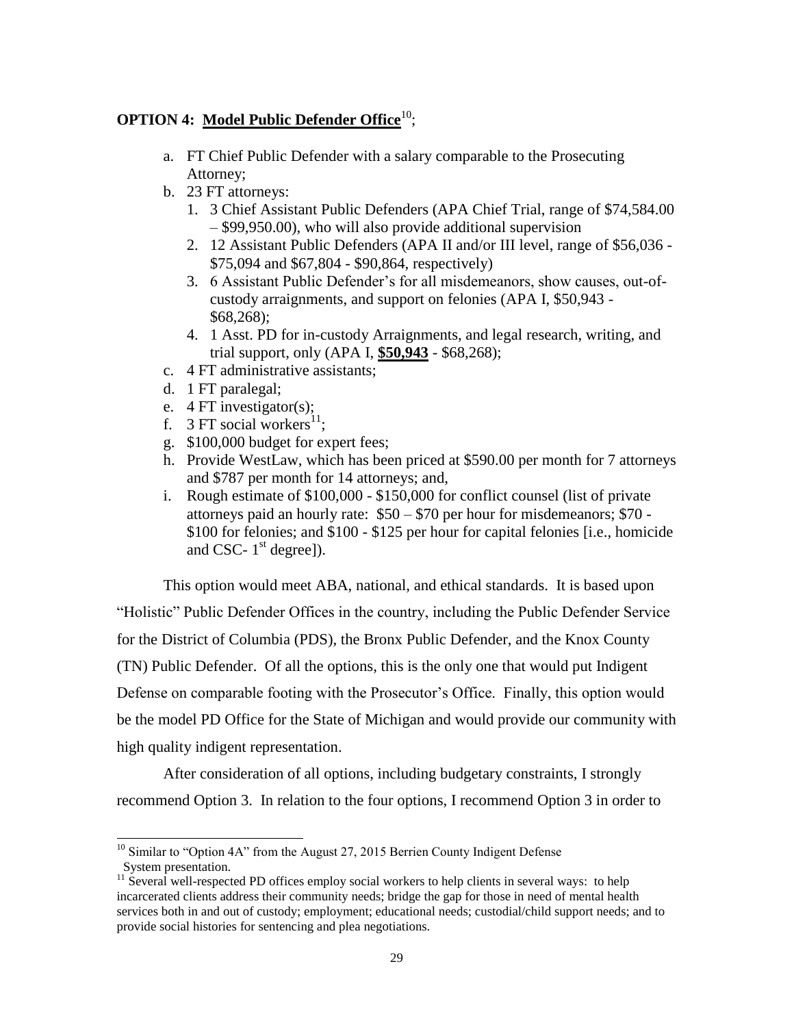**OPTION 4: <u>Model Public Defender Office</u>**[10];

a. FT Chief Public Defender with a salary comparable to the Prosecuting Attorney;
b. 23 FT attorneys:
    1. 3 Chief Assistant Public Defenders (APA Chief Trial, range of $74,584.00 – $99,950.00), who will also provide additional supervision
    2. 12 Assistant Public Defenders (APA II and/or III level, range of $56,036 - $75,094 and $67,804 - $90,864, respectively)
    3. 6 Assistant Public Defender's for all misdemeanors, show causes, out-of-custody arraignments, and support on felonies (APA I, $50,943 - $68,268);
    4. 1 Asst. PD for in-custody Arraignments, and legal research, writing, and trial support, only (APA I, **<u>$50,943</u>** - $68,268);
c. 4 FT administrative assistants;
d. 1 FT paralegal;
e. 4 FT investigator(s);
f. 3 FT social workers[11];
g. $100,000 budget for expert fees;
h. Provide WestLaw, which has been priced at $590.00 per month for 7 attorneys and $787 per month for 14 attorneys; and,
i. Rough estimate of $100,000 - $150,000 for conflict counsel (list of private attorneys paid an hourly rate: $50 – $70 per hour for misdemeanors; $70 - $100 for felonies; and $100 - $125 per hour for capital felonies [i.e., homicide and CSC- 1st degree]).

This option would meet ABA, national, and ethical standards. It is based upon "Holistic" Public Defender Offices in the country, including the Public Defender Service for the District of Columbia (PDS), the Bronx Public Defender, and the Knox County (TN) Public Defender. Of all the options, this is the only one that would put Indigent Defense on comparable footing with the Prosecutor's Office. Finally, this option would be the model PD Office for the State of Michigan and would provide our community with high quality indigent representation.

After consideration of all options, including budgetary constraints, I strongly recommend Option 3. In relation to the four options, I recommend Option 3 in order to

---

[10] Similar to "Option 4A" from the August 27, 2015 Berrien County Indigent Defense System presentation.

[11] Several well-respected PD offices employ social workers to help clients in several ways: to help incarcerated clients address their community needs; bridge the gap for those in need of mental health services both in and out of custody; employment; educational needs; custodial/child support needs; and to provide social histories for sentencing and plea negotiations.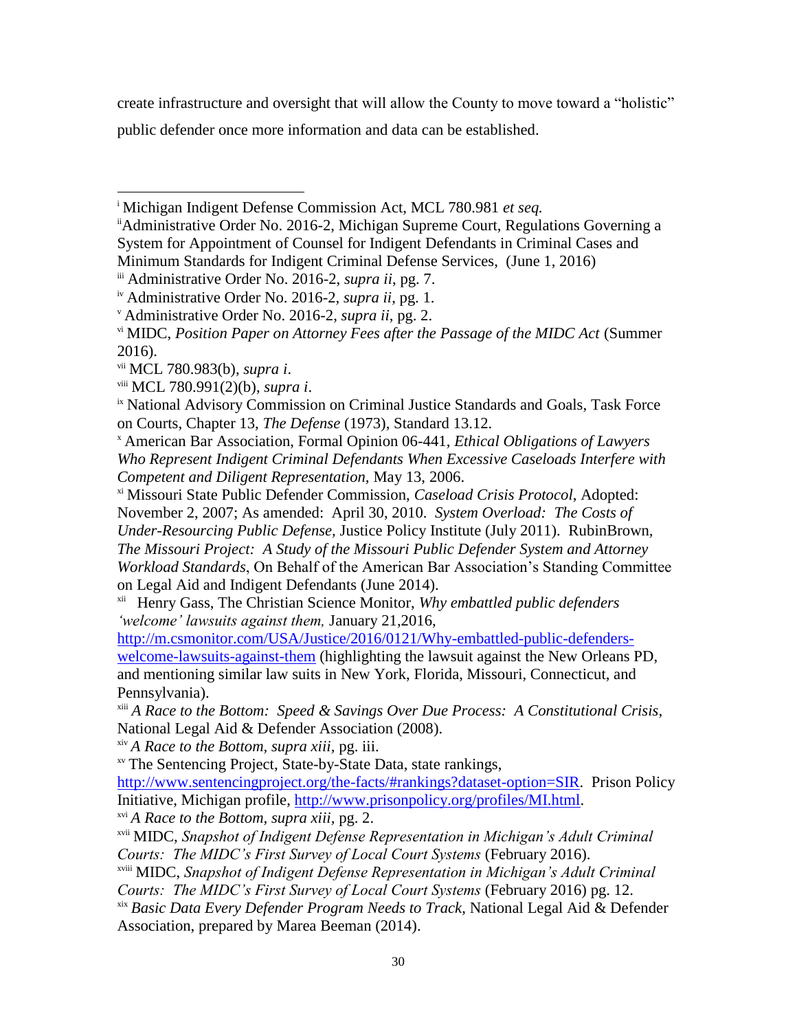create infrastructure and oversight that will allow the County to move toward a "holistic" public defender once more information and data can be established.

---

[i] Michigan Indigent Defense Commission Act, MCL 780.981 *et seq.*

[ii] Administrative Order No. 2016-2, Michigan Supreme Court, Regulations Governing a System for Appointment of Counsel for Indigent Defendants in Criminal Cases and Minimum Standards for Indigent Criminal Defense Services, (June 1, 2016)

[iii] Administrative Order No. 2016-2, *supra ii*, pg. 7.

[iv] Administrative Order No. 2016-2, *supra ii*, pg. 1.

[v] Administrative Order No. 2016-2, *supra ii*, pg. 2.

[vi] MIDC, *Position Paper on Attorney Fees after the Passage of the MIDC Act* (Summer 2016).

[vii] MCL 780.983(b), *supra i*.

[viii] MCL 780.991(2)(b), *supra i*.

[ix] National Advisory Commission on Criminal Justice Standards and Goals, Task Force on Courts, Chapter 13, *The Defense* (1973), Standard 13.12.

[x] American Bar Association, Formal Opinion 06-441, *Ethical Obligations of Lawyers Who Represent Indigent Criminal Defendants When Excessive Caseloads Interfere with Competent and Diligent Representation*, May 13, 2006.

[xi] Missouri State Public Defender Commission, *Caseload Crisis Protocol*, Adopted: November 2, 2007; As amended: April 30, 2010. *System Overload: The Costs of Under-Resourcing Public Defense*, Justice Policy Institute (July 2011). RubinBrown, *The Missouri Project: A Study of the Missouri Public Defender System and Attorney Workload Standards*, On Behalf of the American Bar Association's Standing Committee on Legal Aid and Indigent Defendants (June 2014).

[xii] Henry Gass, The Christian Science Monitor, *Why embattled public defenders 'welcome' lawsuits against them,* January 21,2016, http://m.csmonitor.com/USA/Justice/2016/0121/Why-embattled-public-defenders-welcome-lawsuits-against-them (highlighting the lawsuit against the New Orleans PD, and mentioning similar law suits in New York, Florida, Missouri, Connecticut, and Pennsylvania).

[xiii] *A Race to the Bottom: Speed & Savings Over Due Process: A Constitutional Crisis*, National Legal Aid & Defender Association (2008).

[xiv] *A Race to the Bottom*, *supra xiii*, pg. iii.

[xv] The Sentencing Project, State-by-State Data, state rankings, http://www.sentencingproject.org/the-facts/#rankings?dataset-option=SIR. Prison Policy Initiative, Michigan profile, http://www.prisonpolicy.org/profiles/MI.html.

[xvi] *A Race to the Bottom*, *supra xiii*, pg. 2.

[xvii] MIDC, *Snapshot of Indigent Defense Representation in Michigan's Adult Criminal Courts: The MIDC's First Survey of Local Court Systems* (February 2016).

[xviii] MIDC, *Snapshot of Indigent Defense Representation in Michigan's Adult Criminal Courts: The MIDC's First Survey of Local Court Systems* (February 2016) pg. 12.

[xix] *Basic Data Every Defender Program Needs to Track*, National Legal Aid & Defender Association, prepared by Marea Beeman (2014).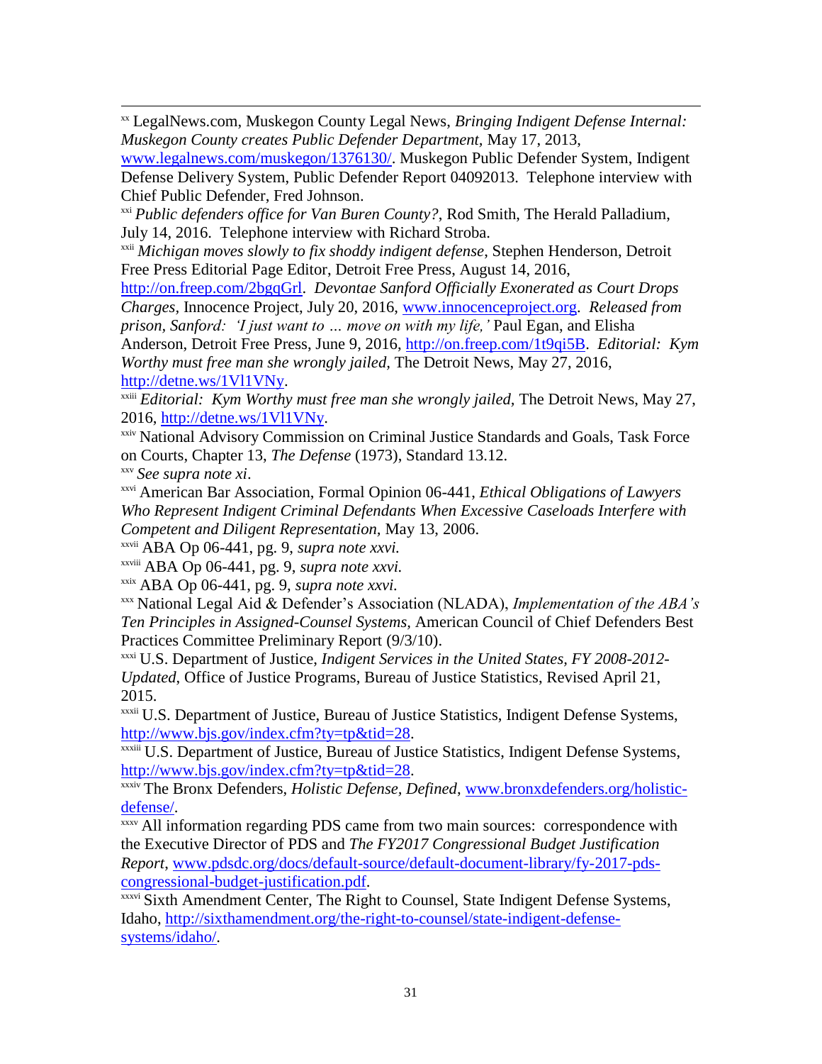[xx] LegalNews.com, Muskegon County Legal News, *Bringing Indigent Defense Internal: Muskegon County creates Public Defender Department*, May 17, 2013, www.legalnews.com/muskegon/1376130/. Muskegon Public Defender System, Indigent Defense Delivery System, Public Defender Report 04092013. Telephone interview with Chief Public Defender, Fred Johnson.

[xxi] *Public defenders office for Van Buren County?*, Rod Smith, The Herald Palladium, July 14, 2016. Telephone interview with Richard Stroba.

[xxii] *Michigan moves slowly to fix shoddy indigent defense*, Stephen Henderson, Detroit Free Press Editorial Page Editor, Detroit Free Press, August 14, 2016, http://on.freep.com/2bgqGrl. *Devontae Sanford Officially Exonerated as Court Drops Charges*, Innocence Project, July 20, 2016, www.innocenceproject.org. *Released from prison, Sanford: 'I just want to … move on with my life,'* Paul Egan, and Elisha Anderson, Detroit Free Press, June 9, 2016, http://on.freep.com/1t9qi5B. *Editorial: Kym Worthy must free man she wrongly jailed*, The Detroit News, May 27, 2016, http://detne.ws/1Vl1VNy.

[xxiii] *Editorial: Kym Worthy must free man she wrongly jailed*, The Detroit News, May 27, 2016, http://detne.ws/1Vl1VNy.

[xxiv] National Advisory Commission on Criminal Justice Standards and Goals, Task Force on Courts, Chapter 13, *The Defense* (1973), Standard 13.12.

[xxv] *See supra note xi*.

[xxvi] American Bar Association, Formal Opinion 06-441, *Ethical Obligations of Lawyers Who Represent Indigent Criminal Defendants When Excessive Caseloads Interfere with Competent and Diligent Representation*, May 13, 2006.

[xxvii] ABA Op 06-441, pg. 9, *supra note xxvi.*

[xxviii] ABA Op 06-441, pg. 9, *supra note xxvi.*

[xxix] ABA Op 06-441, pg. 9, *supra note xxvi*.

[xxx] National Legal Aid & Defender's Association (NLADA), *Implementation of the ABA's Ten Principles in Assigned-Counsel Systems*, American Council of Chief Defenders Best Practices Committee Preliminary Report (9/3/10).

[xxxi] U.S. Department of Justice, *Indigent Services in the United States, FY 2008-2012-Updated*, Office of Justice Programs, Bureau of Justice Statistics, Revised April 21, 2015.

[xxxii] U.S. Department of Justice, Bureau of Justice Statistics, Indigent Defense Systems, http://www.bjs.gov/index.cfm?ty=tp&tid=28.

[xxxiii] U.S. Department of Justice, Bureau of Justice Statistics, Indigent Defense Systems, http://www.bjs.gov/index.cfm?ty=tp&tid=28.

[xxxiv] The Bronx Defenders, *Holistic Defense, Defined*, www.bronxdefenders.org/holistic-defense/.

[xxxv] All information regarding PDS came from two main sources: correspondence with the Executive Director of PDS and *The FY2017 Congressional Budget Justification Report*, www.pdsdc.org/docs/default-source/default-document-library/fy-2017-pds-congressional-budget-justification.pdf.

[xxxvi] Sixth Amendment Center, The Right to Counsel, State Indigent Defense Systems, Idaho, http://sixthamendment.org/the-right-to-counsel/state-indigent-defense-systems/idaho/.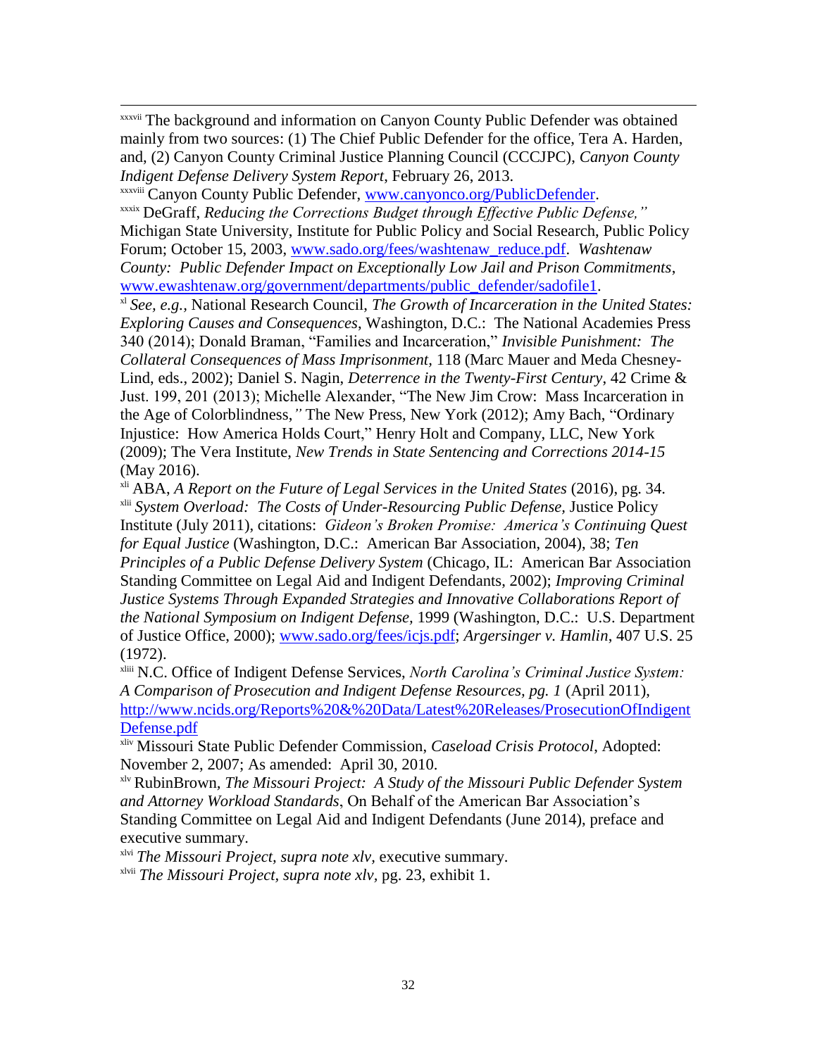[xxxvii] The background and information on Canyon County Public Defender was obtained mainly from two sources: (1) The Chief Public Defender for the office, Tera A. Harden, and, (2) Canyon County Criminal Justice Planning Council (CCCJPC), *Canyon County Indigent Defense Delivery System Report*, February 26, 2013.

[xxxviii] Canyon County Public Defender, www.canyonco.org/PublicDefender.

[xxxix] DeGraff, *Reducing the Corrections Budget through Effective Public Defense,"* Michigan State University, Institute for Public Policy and Social Research, Public Policy Forum; October 15, 2003, www.sado.org/fees/washtenaw_reduce.pdf. *Washtenaw County: Public Defender Impact on Exceptionally Low Jail and Prison Commitments*, www.ewashtenaw.org/government/departments/public_defender/sadofile1.

[xl] *See, e.g.,* National Research Council, *The Growth of Incarceration in the United States: Exploring Causes and Consequences*, Washington, D.C.: The National Academies Press 340 (2014); Donald Braman, "Families and Incarceration," *Invisible Punishment: The Collateral Consequences of Mass Imprisonment*, 118 (Marc Mauer and Meda Chesney-Lind, eds., 2002); Daniel S. Nagin, *Deterrence in the Twenty-First Century*, 42 Crime & Just. 199, 201 (2013); Michelle Alexander, "The New Jim Crow: Mass Incarceration in the Age of Colorblindness,*"* The New Press, New York (2012); Amy Bach, "Ordinary Injustice: How America Holds Court," Henry Holt and Company, LLC, New York (2009); The Vera Institute, *New Trends in State Sentencing and Corrections 2014-15* (May 2016).

[xli] ABA, *A Report on the Future of Legal Services in the United States* (2016), pg. 34.

[xlii] *System Overload: The Costs of Under-Resourcing Public Defense*, Justice Policy Institute (July 2011), citations: *Gideon's Broken Promise: America's Continuing Quest for Equal Justice* (Washington, D.C.: American Bar Association, 2004), 38; *Ten Principles of a Public Defense Delivery System* (Chicago, IL: American Bar Association Standing Committee on Legal Aid and Indigent Defendants, 2002); *Improving Criminal Justice Systems Through Expanded Strategies and Innovative Collaborations Report of the National Symposium on Indigent Defense*, 1999 (Washington, D.C.: U.S. Department of Justice Office, 2000); www.sado.org/fees/icjs.pdf; *Argersinger v. Hamlin*, 407 U.S. 25 (1972).

[xliii] N.C. Office of Indigent Defense Services, *North Carolina's Criminal Justice System: A Comparison of Prosecution and Indigent Defense Resources, pg. 1* (April 2011), http://www.ncids.org/Reports%20&%20Data/Latest%20Releases/ProsecutionOfIndigentDefense.pdf

[xliv] Missouri State Public Defender Commission, *Caseload Crisis Protocol*, Adopted: November 2, 2007; As amended: April 30, 2010.

[xlv] RubinBrown, *The Missouri Project: A Study of the Missouri Public Defender System and Attorney Workload Standards*, On Behalf of the American Bar Association's Standing Committee on Legal Aid and Indigent Defendants (June 2014), preface and executive summary.

[xlvi] *The Missouri Project, supra note xlv*, executive summary.

[xlvii] *The Missouri Project, supra note xlv*, pg. 23, exhibit 1.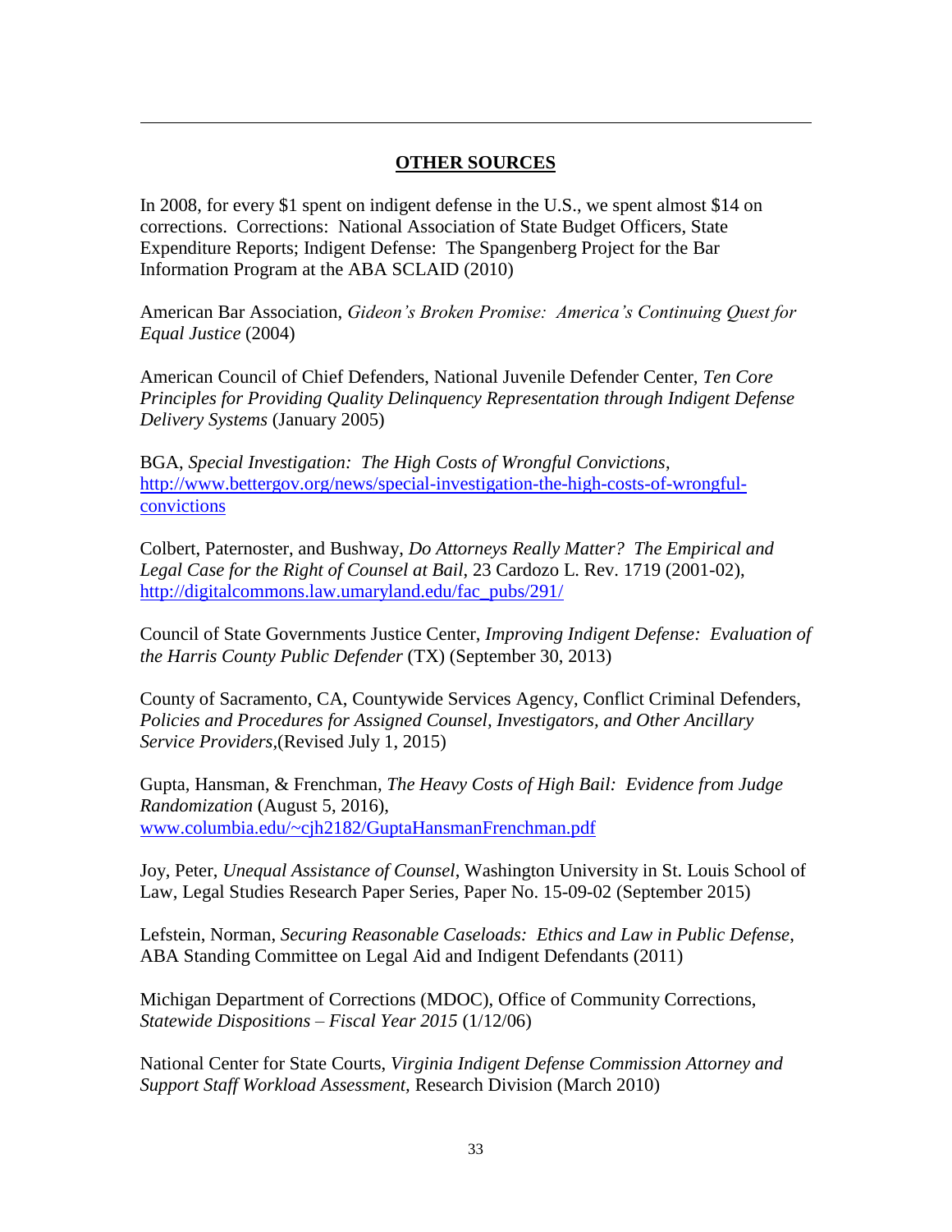## OTHER SOURCES

In 2008, for every $1 spent on indigent defense in the U.S., we spent almost $14 on corrections. Corrections: National Association of State Budget Officers, State Expenditure Reports; Indigent Defense: The Spangenberg Project for the Bar Information Program at the ABA SCLAID (2010)

American Bar Association, *Gideon's Broken Promise: America's Continuing Quest for Equal Justice* (2004)

American Council of Chief Defenders, National Juvenile Defender Center, *Ten Core Principles for Providing Quality Delinquency Representation through Indigent Defense Delivery Systems* (January 2005)

BGA, *Special Investigation: The High Costs of Wrongful Convictions*, http://www.bettergov.org/news/special-investigation-the-high-costs-of-wrongful-convictions

Colbert, Paternoster, and Bushway, *Do Attorneys Really Matter? The Empirical and Legal Case for the Right of Counsel at Bail*, 23 Cardozo L. Rev. 1719 (2001-02), http://digitalcommons.law.umaryland.edu/fac_pubs/291/

Council of State Governments Justice Center, *Improving Indigent Defense: Evaluation of the Harris County Public Defender* (TX) (September 30, 2013)

County of Sacramento, CA, Countywide Services Agency, Conflict Criminal Defenders, *Policies and Procedures for Assigned Counsel, Investigators, and Other Ancillary Service Providers*,(Revised July 1, 2015)

Gupta, Hansman, & Frenchman, *The Heavy Costs of High Bail: Evidence from Judge Randomization* (August 5, 2016), www.columbia.edu/~cjh2182/GuptaHansmanFrenchman.pdf

Joy, Peter, *Unequal Assistance of Counsel*, Washington University in St. Louis School of Law, Legal Studies Research Paper Series, Paper No. 15-09-02 (September 2015)

Lefstein, Norman, *Securing Reasonable Caseloads: Ethics and Law in Public Defense*, ABA Standing Committee on Legal Aid and Indigent Defendants (2011)

Michigan Department of Corrections (MDOC), Office of Community Corrections, *Statewide Dispositions – Fiscal Year 2015* (1/12/06)

National Center for State Courts, *Virginia Indigent Defense Commission Attorney and Support Staff Workload Assessment*, Research Division (March 2010)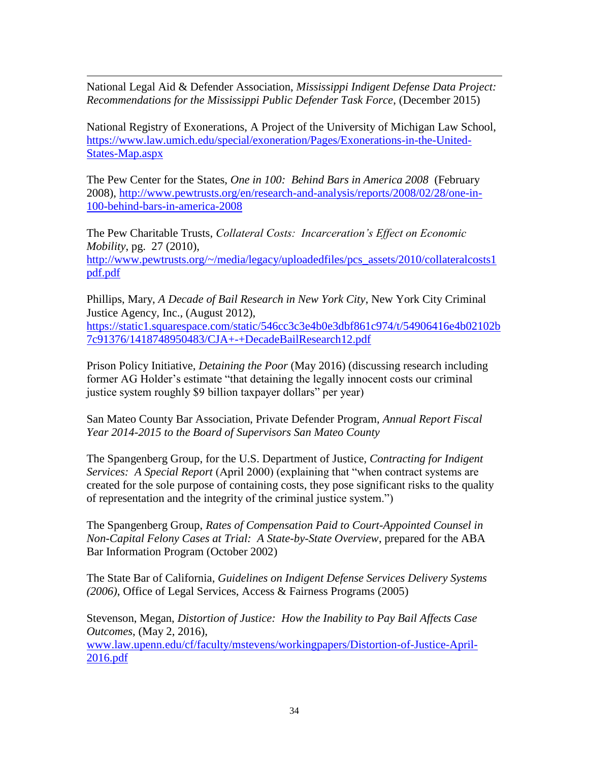National Legal Aid & Defender Association, *Mississippi Indigent Defense Data Project: Recommendations for the Mississippi Public Defender Task Force*, (December 2015)

National Registry of Exonerations, A Project of the University of Michigan Law School, https://www.law.umich.edu/special/exoneration/Pages/Exonerations-in-the-United-States-Map.aspx

The Pew Center for the States, *One in 100: Behind Bars in America 2008* (February 2008), http://www.pewtrusts.org/en/research-and-analysis/reports/2008/02/28/one-in-100-behind-bars-in-america-2008

The Pew Charitable Trusts, *Collateral Costs: Incarceration's Effect on Economic Mobility*, pg. 27 (2010), http://www.pewtrusts.org/~/media/legacy/uploadedfiles/pcs_assets/2010/collateralcosts1pdf.pdf

Phillips, Mary, *A Decade of Bail Research in New York City*, New York City Criminal Justice Agency, Inc., (August 2012), https://static1.squarespace.com/static/546cc3c3e4b0e3dbf861c974/t/54906416e4b02102b7c91376/1418748950483/CJA+-+DecadeBailResearch12.pdf

Prison Policy Initiative, *Detaining the Poor* (May 2016) (discussing research including former AG Holder's estimate "that detaining the legally innocent costs our criminal justice system roughly $9 billion taxpayer dollars" per year)

San Mateo County Bar Association, Private Defender Program, *Annual Report Fiscal Year 2014-2015 to the Board of Supervisors San Mateo County*

The Spangenberg Group, for the U.S. Department of Justice, *Contracting for Indigent Services: A Special Report* (April 2000) (explaining that "when contract systems are created for the sole purpose of containing costs, they pose significant risks to the quality of representation and the integrity of the criminal justice system.")

The Spangenberg Group, *Rates of Compensation Paid to Court-Appointed Counsel in Non-Capital Felony Cases at Trial: A State-by-State Overview*, prepared for the ABA Bar Information Program (October 2002)

The State Bar of California, *Guidelines on Indigent Defense Services Delivery Systems (2006)*, Office of Legal Services, Access & Fairness Programs (2005)

Stevenson, Megan, *Distortion of Justice: How the Inability to Pay Bail Affects Case Outcomes*, (May 2, 2016), www.law.upenn.edu/cf/faculty/mstevens/workingpapers/Distortion-of-Justice-April-2016.pdf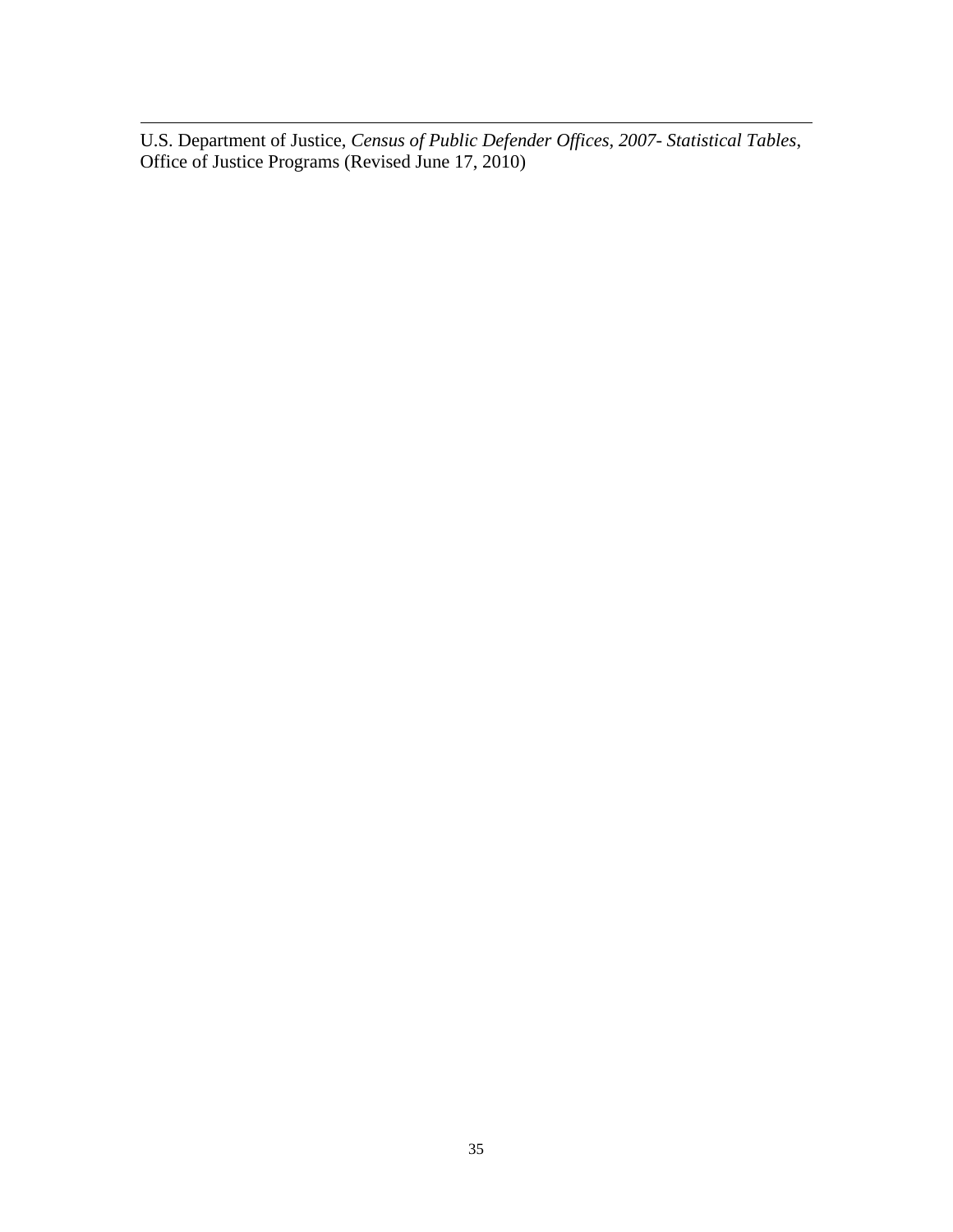U.S. Department of Justice, *Census of Public Defender Offices, 2007- Statistical Tables*, Office of Justice Programs (Revised June 17, 2010)